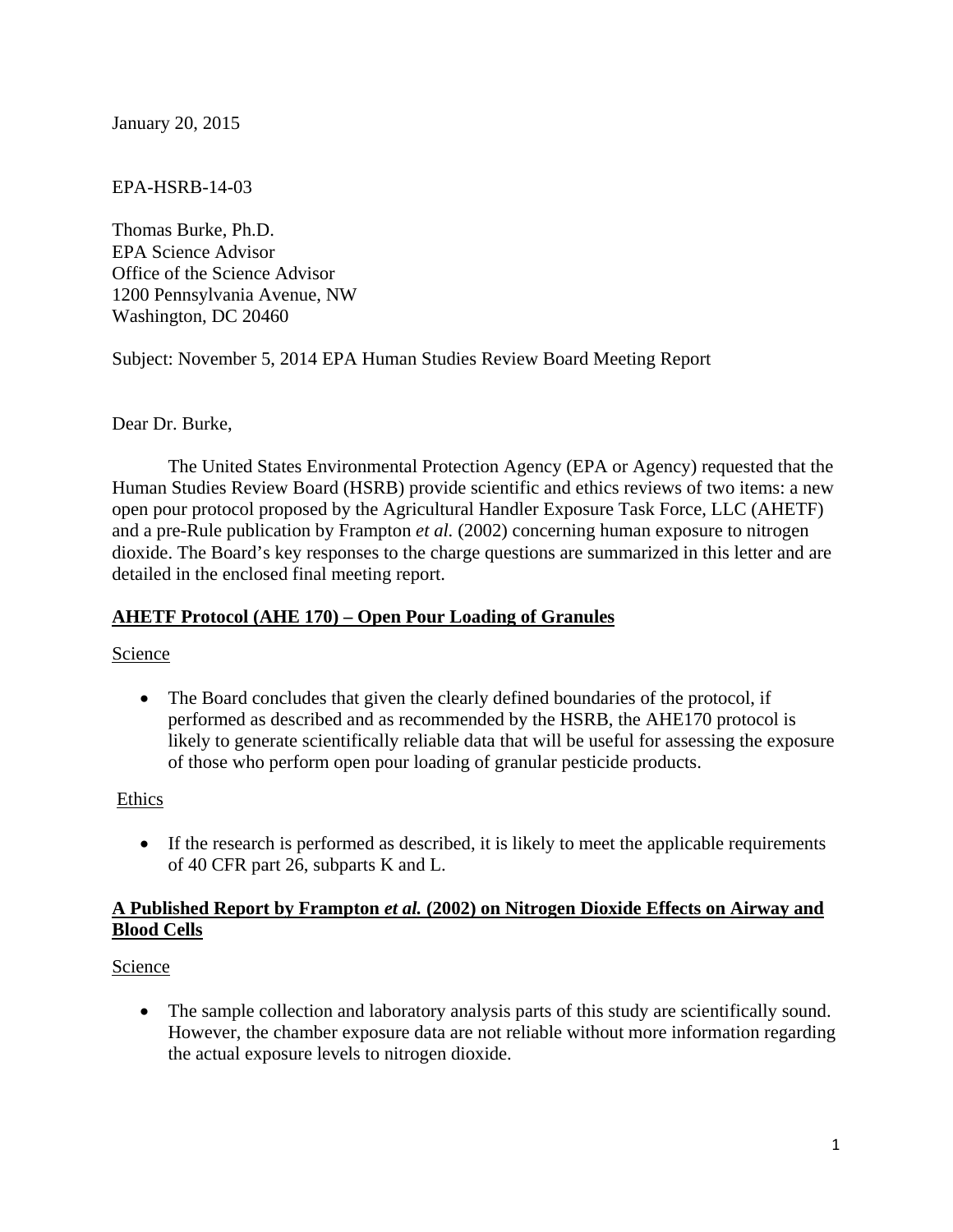January 20, 2015

EPA-HSRB-14-03

Thomas Burke, Ph.D.
EPA Science Advisor
Office of the Science Advisor
1200 Pennsylvania Avenue, NW
Washington, DC 20460

Subject: November 5, 2014 EPA Human Studies Review Board Meeting Report

Dear Dr. Burke,

The United States Environmental Protection Agency (EPA or Agency) requested that the Human Studies Review Board (HSRB) provide scientific and ethics reviews of two items: a new open pour protocol proposed by the Agricultural Handler Exposure Task Force, LLC (AHETF) and a pre-Rule publication by Frampton *et al.* (2002) concerning human exposure to nitrogen dioxide. The Board's key responses to the charge questions are summarized in this letter and are detailed in the enclosed final meeting report.

## AHETF Protocol (AHE 170) – Open Pour Loading of Granules

### Science

- The Board concludes that given the clearly defined boundaries of the protocol, if performed as described and as recommended by the HSRB, the AHE170 protocol is likely to generate scientifically reliable data that will be useful for assessing the exposure of those who perform open pour loading of granular pesticide products.

### Ethics

- If the research is performed as described, it is likely to meet the applicable requirements of 40 CFR part 26, subparts K and L.

## A Published Report by Frampton *et al.* (2002) on Nitrogen Dioxide Effects on Airway and Blood Cells

### Science

- The sample collection and laboratory analysis parts of this study are scientifically sound. However, the chamber exposure data are not reliable without more information regarding the actual exposure levels to nitrogen dioxide.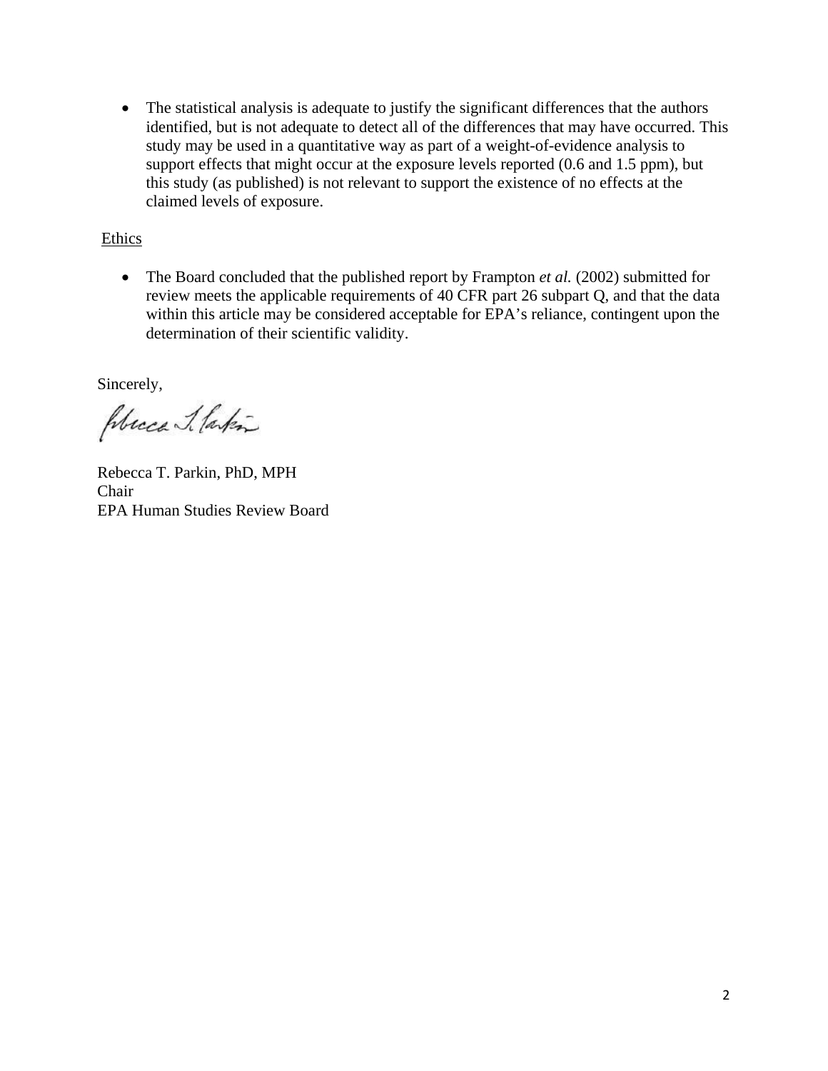- The statistical analysis is adequate to justify the significant differences that the authors identified, but is not adequate to detect all of the differences that may have occurred. This study may be used in a quantitative way as part of a weight-of-evidence analysis to support effects that might occur at the exposure levels reported (0.6 and 1.5 ppm), but this study (as published) is not relevant to support the existence of no effects at the claimed levels of exposure.

Ethics

- The Board concluded that the published report by Frampton *et al.* (2002) submitted for review meets the applicable requirements of 40 CFR part 26 subpart Q, and that the data within this article may be considered acceptable for EPA's reliance, contingent upon the determination of their scientific validity.

Sincerely,

Rebecca T. Parkin, PhD, MPH
Chair
EPA Human Studies Review Board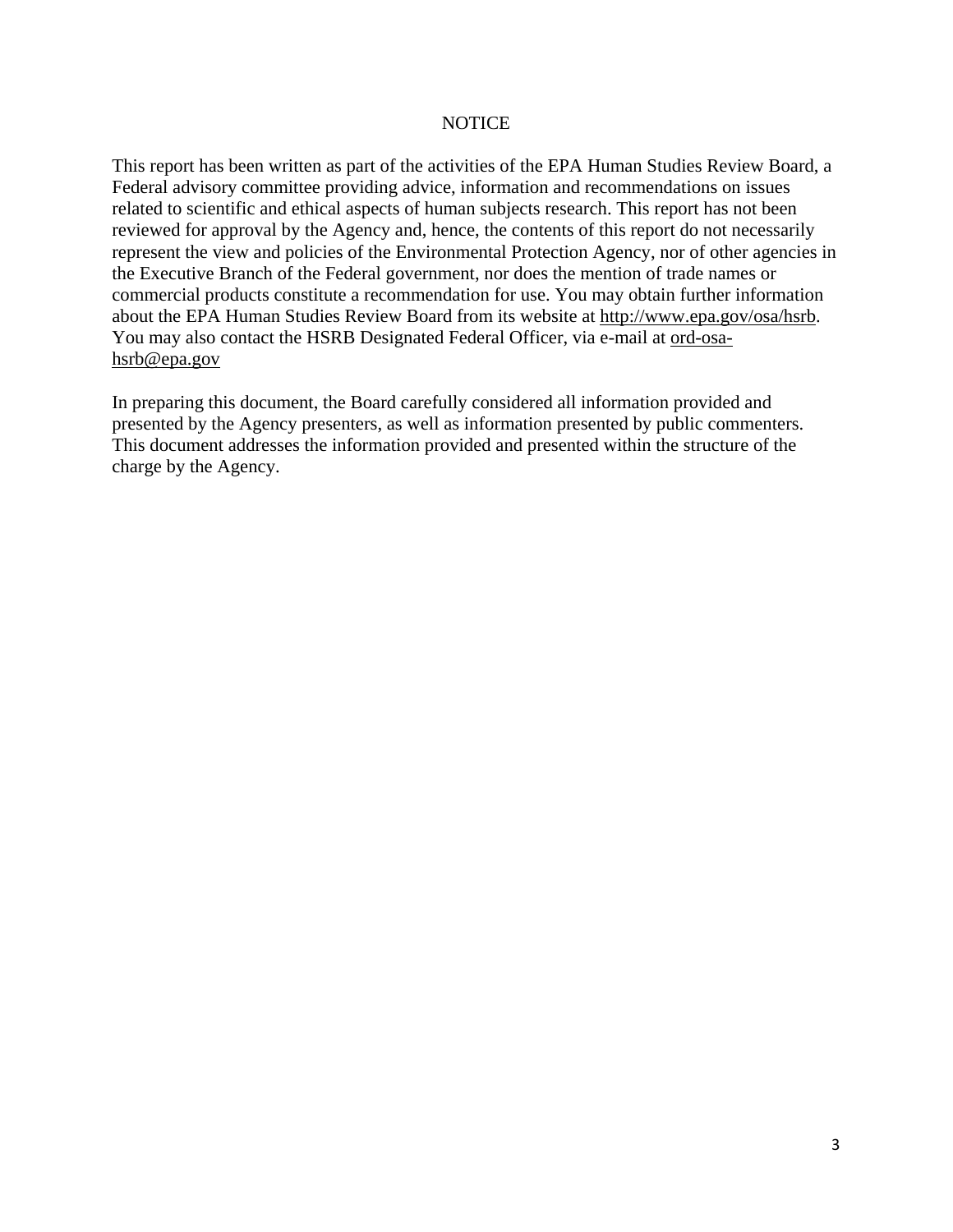# NOTICE

This report has been written as part of the activities of the EPA Human Studies Review Board, a Federal advisory committee providing advice, information and recommendations on issues related to scientific and ethical aspects of human subjects research. This report has not been reviewed for approval by the Agency and, hence, the contents of this report do not necessarily represent the view and policies of the Environmental Protection Agency, nor of other agencies in the Executive Branch of the Federal government, nor does the mention of trade names or commercial products constitute a recommendation for use. You may obtain further information about the EPA Human Studies Review Board from its website at http://www.epa.gov/osa/hsrb. You may also contact the HSRB Designated Federal Officer, via e-mail at ord-osa-hsrb@epa.gov

In preparing this document, the Board carefully considered all information provided and presented by the Agency presenters, as well as information presented by public commenters. This document addresses the information provided and presented within the structure of the charge by the Agency.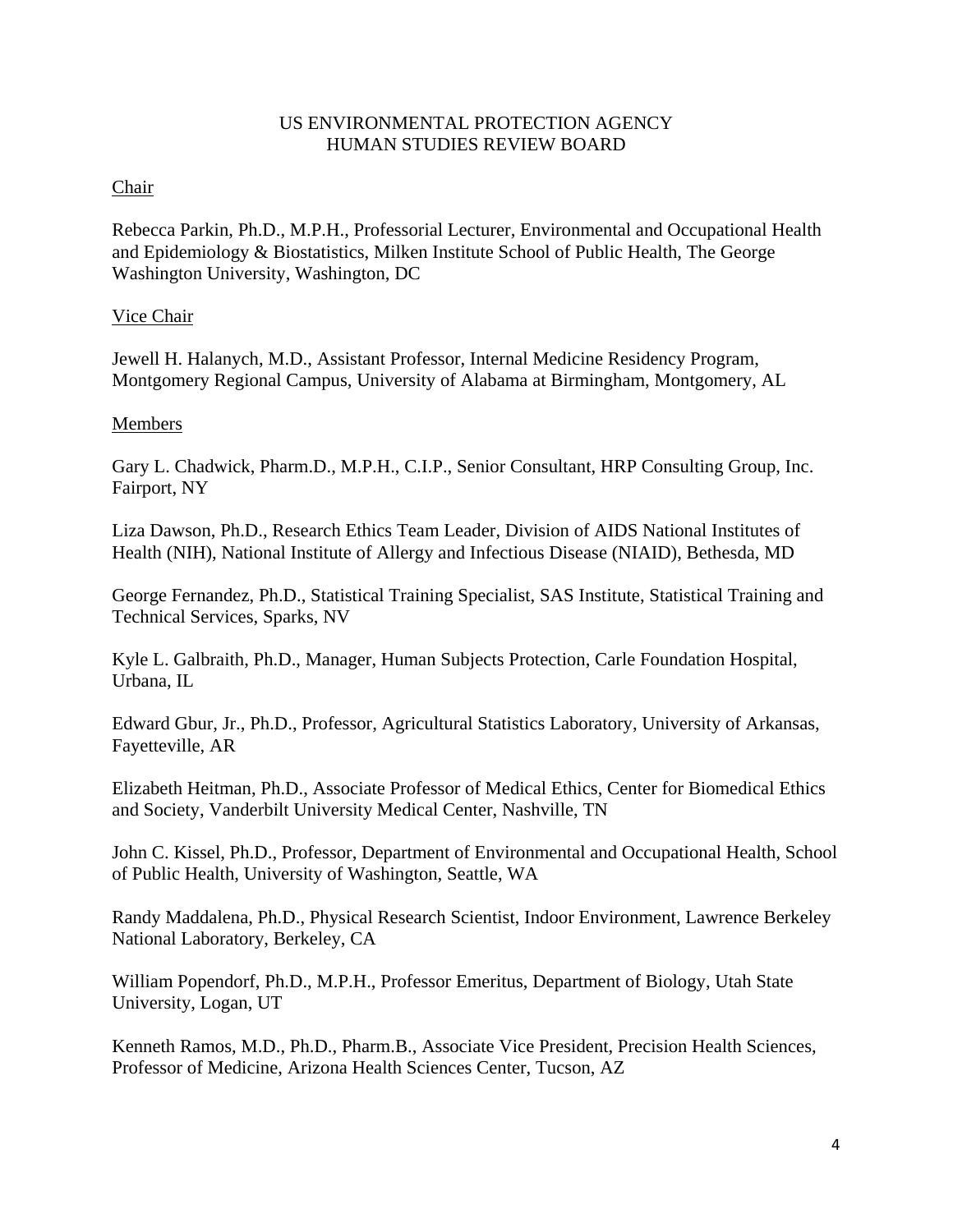# US ENVIRONMENTAL PROTECTION AGENCY
# HUMAN STUDIES REVIEW BOARD

## Chair

Rebecca Parkin, Ph.D., M.P.H., Professorial Lecturer, Environmental and Occupational Health and Epidemiology & Biostatistics, Milken Institute School of Public Health, The George Washington University, Washington, DC

## Vice Chair

Jewell H. Halanych, M.D., Assistant Professor, Internal Medicine Residency Program, Montgomery Regional Campus, University of Alabama at Birmingham, Montgomery, AL

## Members

Gary L. Chadwick, Pharm.D., M.P.H., C.I.P., Senior Consultant, HRP Consulting Group, Inc. Fairport, NY

Liza Dawson, Ph.D., Research Ethics Team Leader, Division of AIDS National Institutes of Health (NIH), National Institute of Allergy and Infectious Disease (NIAID), Bethesda, MD

George Fernandez, Ph.D., Statistical Training Specialist, SAS Institute, Statistical Training and Technical Services, Sparks, NV

Kyle L. Galbraith, Ph.D., Manager, Human Subjects Protection, Carle Foundation Hospital, Urbana, IL

Edward Gbur, Jr., Ph.D., Professor, Agricultural Statistics Laboratory, University of Arkansas, Fayetteville, AR

Elizabeth Heitman, Ph.D., Associate Professor of Medical Ethics, Center for Biomedical Ethics and Society, Vanderbilt University Medical Center, Nashville, TN

John C. Kissel, Ph.D., Professor, Department of Environmental and Occupational Health, School of Public Health, University of Washington, Seattle, WA

Randy Maddalena, Ph.D., Physical Research Scientist, Indoor Environment, Lawrence Berkeley National Laboratory, Berkeley, CA

William Popendorf, Ph.D., M.P.H., Professor Emeritus, Department of Biology, Utah State University, Logan, UT

Kenneth Ramos, M.D., Ph.D., Pharm.B., Associate Vice President, Precision Health Sciences, Professor of Medicine, Arizona Health Sciences Center, Tucson, AZ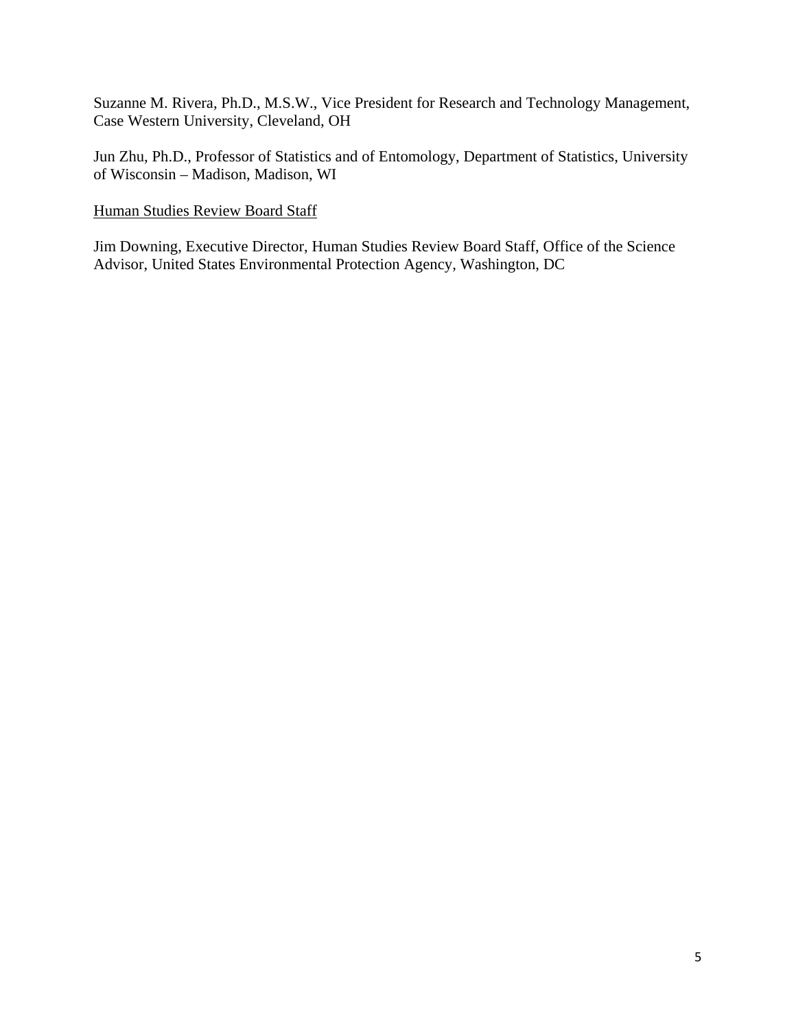Suzanne M. Rivera, Ph.D., M.S.W., Vice President for Research and Technology Management, Case Western University, Cleveland, OH

Jun Zhu, Ph.D., Professor of Statistics and of Entomology, Department of Statistics, University of Wisconsin – Madison, Madison, WI

<u>Human Studies Review Board Staff</u>

Jim Downing, Executive Director, Human Studies Review Board Staff, Office of the Science Advisor, United States Environmental Protection Agency, Washington, DC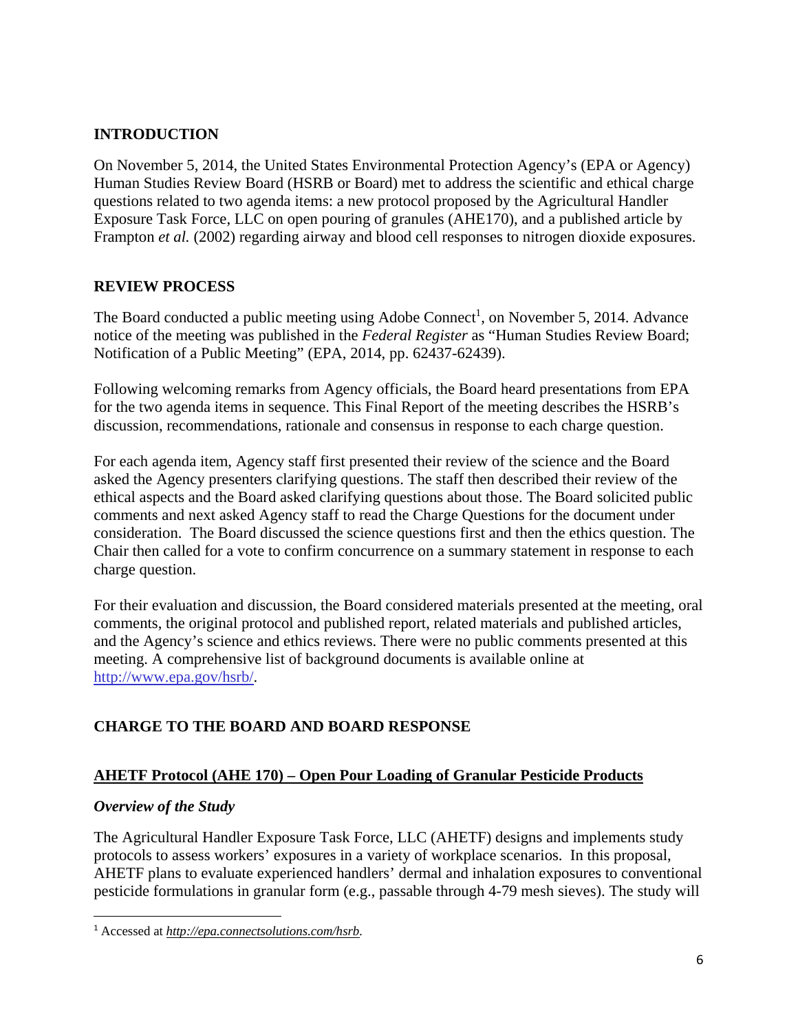## INTRODUCTION

On November 5, 2014, the United States Environmental Protection Agency's (EPA or Agency) Human Studies Review Board (HSRB or Board) met to address the scientific and ethical charge questions related to two agenda items: a new protocol proposed by the Agricultural Handler Exposure Task Force, LLC on open pouring of granules (AHE170), and a published article by Frampton *et al.* (2002) regarding airway and blood cell responses to nitrogen dioxide exposures.

## REVIEW PROCESS

The Board conducted a public meeting using Adobe Connect[1], on November 5, 2014. Advance notice of the meeting was published in the *Federal Register* as "Human Studies Review Board; Notification of a Public Meeting" (EPA, 2014, pp. 62437-62439).

Following welcoming remarks from Agency officials, the Board heard presentations from EPA for the two agenda items in sequence. This Final Report of the meeting describes the HSRB's discussion, recommendations, rationale and consensus in response to each charge question.

For each agenda item, Agency staff first presented their review of the science and the Board asked the Agency presenters clarifying questions. The staff then described their review of the ethical aspects and the Board asked clarifying questions about those. The Board solicited public comments and next asked Agency staff to read the Charge Questions for the document under consideration. The Board discussed the science questions first and then the ethics question. The Chair then called for a vote to confirm concurrence on a summary statement in response to each charge question.

For their evaluation and discussion, the Board considered materials presented at the meeting, oral comments, the original protocol and published report, related materials and published articles, and the Agency's science and ethics reviews. There were no public comments presented at this meeting. A comprehensive list of background documents is available online at http://www.epa.gov/hsrb/.

## CHARGE TO THE BOARD AND BOARD RESPONSE

### AHETF Protocol (AHE 170) – Open Pour Loading of Granular Pesticide Products

#### *Overview of the Study*

The Agricultural Handler Exposure Task Force, LLC (AHETF) designs and implements study protocols to assess workers' exposures in a variety of workplace scenarios. In this proposal, AHETF plans to evaluate experienced handlers' dermal and inhalation exposures to conventional pesticide formulations in granular form (e.g., passable through 4-79 mesh sieves). The study will

[1] Accessed at *http://epa.connectsolutions.com/hsrb*.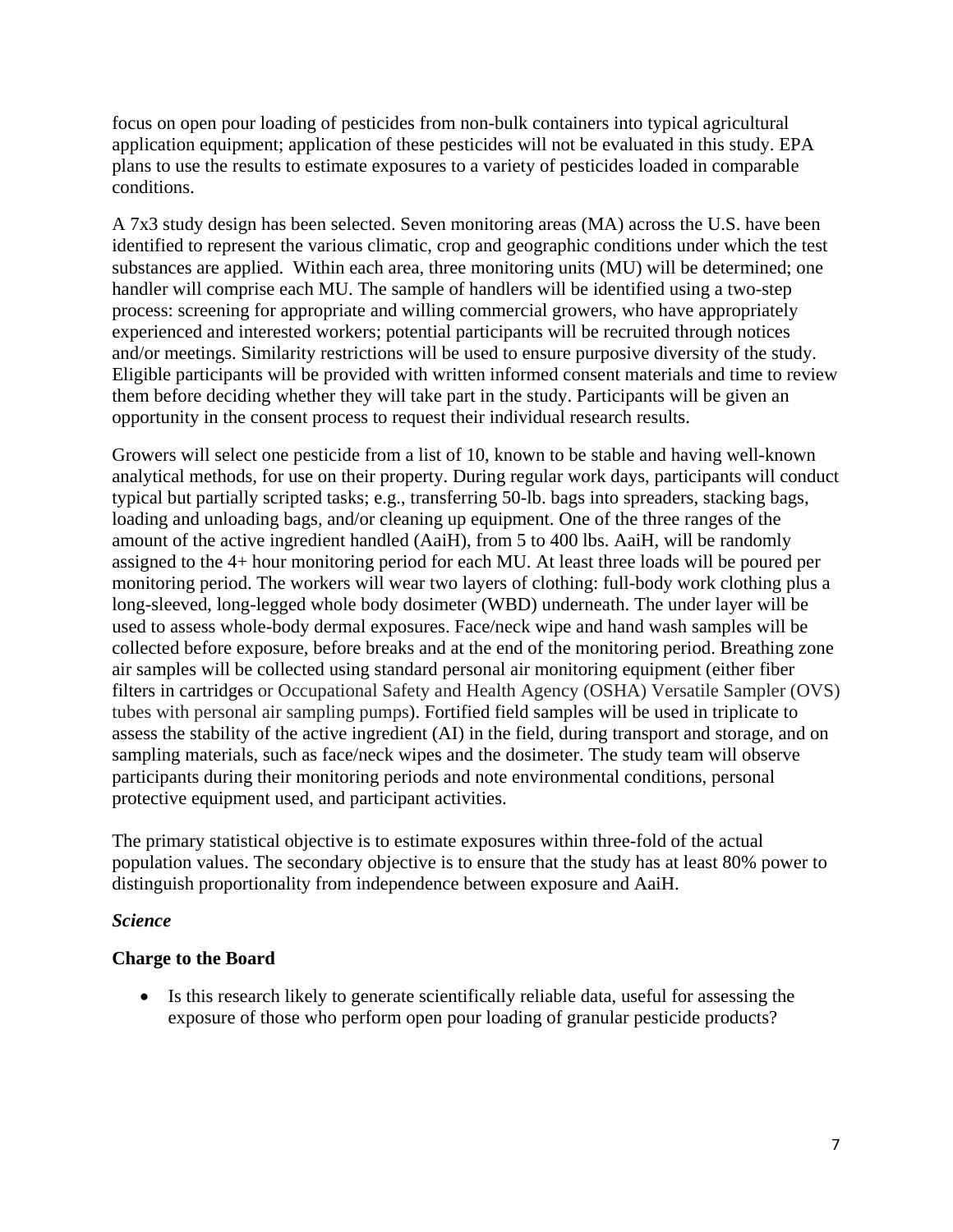focus on open pour loading of pesticides from non-bulk containers into typical agricultural application equipment; application of these pesticides will not be evaluated in this study. EPA plans to use the results to estimate exposures to a variety of pesticides loaded in comparable conditions.

A 7x3 study design has been selected. Seven monitoring areas (MA) across the U.S. have been identified to represent the various climatic, crop and geographic conditions under which the test substances are applied. Within each area, three monitoring units (MU) will be determined; one handler will comprise each MU. The sample of handlers will be identified using a two-step process: screening for appropriate and willing commercial growers, who have appropriately experienced and interested workers; potential participants will be recruited through notices and/or meetings. Similarity restrictions will be used to ensure purposive diversity of the study. Eligible participants will be provided with written informed consent materials and time to review them before deciding whether they will take part in the study. Participants will be given an opportunity in the consent process to request their individual research results.

Growers will select one pesticide from a list of 10, known to be stable and having well-known analytical methods, for use on their property. During regular work days, participants will conduct typical but partially scripted tasks; e.g., transferring 50-lb. bags into spreaders, stacking bags, loading and unloading bags, and/or cleaning up equipment. One of the three ranges of the amount of the active ingredient handled (AaiH), from 5 to 400 lbs. AaiH, will be randomly assigned to the 4+ hour monitoring period for each MU. At least three loads will be poured per monitoring period. The workers will wear two layers of clothing: full-body work clothing plus a long-sleeved, long-legged whole body dosimeter (WBD) underneath. The under layer will be used to assess whole-body dermal exposures. Face/neck wipe and hand wash samples will be collected before exposure, before breaks and at the end of the monitoring period. Breathing zone air samples will be collected using standard personal air monitoring equipment (either fiber filters in cartridges or Occupational Safety and Health Agency (OSHA) Versatile Sampler (OVS) tubes with personal air sampling pumps). Fortified field samples will be used in triplicate to assess the stability of the active ingredient (AI) in the field, during transport and storage, and on sampling materials, such as face/neck wipes and the dosimeter. The study team will observe participants during their monitoring periods and note environmental conditions, personal protective equipment used, and participant activities.

The primary statistical objective is to estimate exposures within three-fold of the actual population values. The secondary objective is to ensure that the study has at least 80% power to distinguish proportionality from independence between exposure and AaiH.

*Science*

**Charge to the Board**

- Is this research likely to generate scientifically reliable data, useful for assessing the exposure of those who perform open pour loading of granular pesticide products?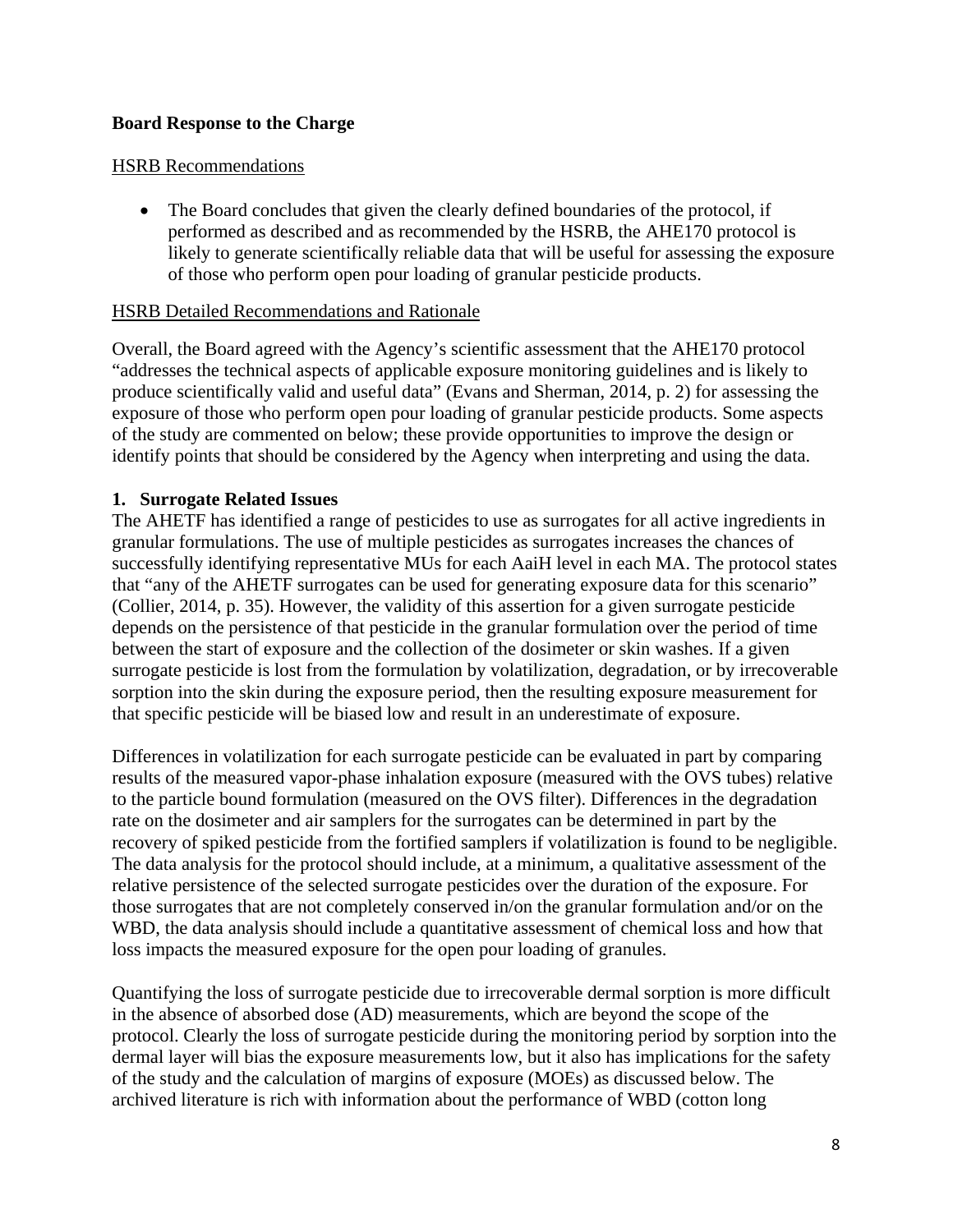**Board Response to the Charge**

HSRB Recommendations

- The Board concludes that given the clearly defined boundaries of the protocol, if performed as described and as recommended by the HSRB, the AHE170 protocol is likely to generate scientifically reliable data that will be useful for assessing the exposure of those who perform open pour loading of granular pesticide products.

HSRB Detailed Recommendations and Rationale

Overall, the Board agreed with the Agency's scientific assessment that the AHE170 protocol "addresses the technical aspects of applicable exposure monitoring guidelines and is likely to produce scientifically valid and useful data" (Evans and Sherman, 2014, p. 2) for assessing the exposure of those who perform open pour loading of granular pesticide products. Some aspects of the study are commented on below; these provide opportunities to improve the design or identify points that should be considered by the Agency when interpreting and using the data.

**1. Surrogate Related Issues**

The AHETF has identified a range of pesticides to use as surrogates for all active ingredients in granular formulations. The use of multiple pesticides as surrogates increases the chances of successfully identifying representative MUs for each AaiH level in each MA. The protocol states that "any of the AHETF surrogates can be used for generating exposure data for this scenario" (Collier, 2014, p. 35). However, the validity of this assertion for a given surrogate pesticide depends on the persistence of that pesticide in the granular formulation over the period of time between the start of exposure and the collection of the dosimeter or skin washes. If a given surrogate pesticide is lost from the formulation by volatilization, degradation, or by irrecoverable sorption into the skin during the exposure period, then the resulting exposure measurement for that specific pesticide will be biased low and result in an underestimate of exposure.

Differences in volatilization for each surrogate pesticide can be evaluated in part by comparing results of the measured vapor-phase inhalation exposure (measured with the OVS tubes) relative to the particle bound formulation (measured on the OVS filter). Differences in the degradation rate on the dosimeter and air samplers for the surrogates can be determined in part by the recovery of spiked pesticide from the fortified samplers if volatilization is found to be negligible. The data analysis for the protocol should include, at a minimum, a qualitative assessment of the relative persistence of the selected surrogate pesticides over the duration of the exposure. For those surrogates that are not completely conserved in/on the granular formulation and/or on the WBD, the data analysis should include a quantitative assessment of chemical loss and how that loss impacts the measured exposure for the open pour loading of granules.

Quantifying the loss of surrogate pesticide due to irrecoverable dermal sorption is more difficult in the absence of absorbed dose (AD) measurements, which are beyond the scope of the protocol. Clearly the loss of surrogate pesticide during the monitoring period by sorption into the dermal layer will bias the exposure measurements low, but it also has implications for the safety of the study and the calculation of margins of exposure (MOEs) as discussed below. The archived literature is rich with information about the performance of WBD (cotton long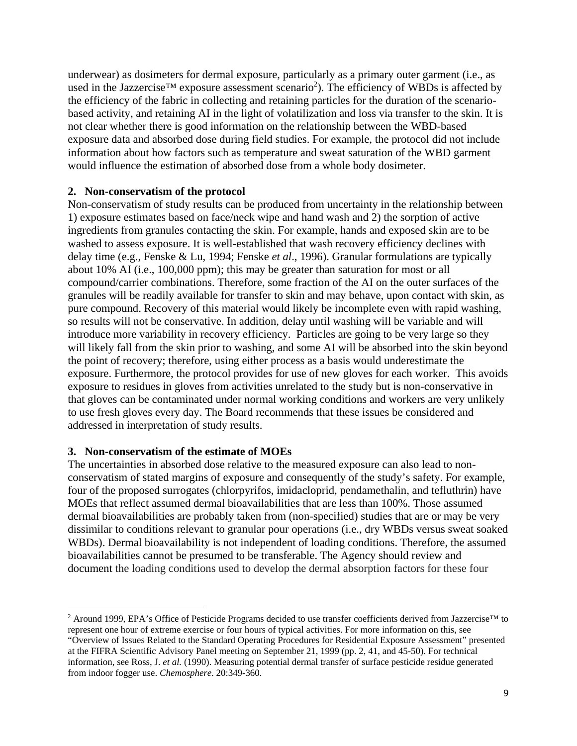underwear) as dosimeters for dermal exposure, particularly as a primary outer garment (i.e., as used in the Jazzercise™ exposure assessment scenario[2]). The efficiency of WBDs is affected by the efficiency of the fabric in collecting and retaining particles for the duration of the scenario-based activity, and retaining AI in the light of volatilization and loss via transfer to the skin. It is not clear whether there is good information on the relationship between the WBD-based exposure data and absorbed dose during field studies. For example, the protocol did not include information about how factors such as temperature and sweat saturation of the WBD garment would influence the estimation of absorbed dose from a whole body dosimeter.

**2. Non-conservatism of the protocol**

Non-conservatism of study results can be produced from uncertainty in the relationship between 1) exposure estimates based on face/neck wipe and hand wash and 2) the sorption of active ingredients from granules contacting the skin. For example, hands and exposed skin are to be washed to assess exposure. It is well-established that wash recovery efficiency declines with delay time (e.g., Fenske & Lu, 1994; Fenske *et al*., 1996). Granular formulations are typically about 10% AI (i.e., 100,000 ppm); this may be greater than saturation for most or all compound/carrier combinations. Therefore, some fraction of the AI on the outer surfaces of the granules will be readily available for transfer to skin and may behave, upon contact with skin, as pure compound. Recovery of this material would likely be incomplete even with rapid washing, so results will not be conservative. In addition, delay until washing will be variable and will introduce more variability in recovery efficiency. Particles are going to be very large so they will likely fall from the skin prior to washing, and some AI will be absorbed into the skin beyond the point of recovery; therefore, using either process as a basis would underestimate the exposure. Furthermore, the protocol provides for use of new gloves for each worker. This avoids exposure to residues in gloves from activities unrelated to the study but is non-conservative in that gloves can be contaminated under normal working conditions and workers are very unlikely to use fresh gloves every day. The Board recommends that these issues be considered and addressed in interpretation of study results.

**3. Non-conservatism of the estimate of MOEs**

The uncertainties in absorbed dose relative to the measured exposure can also lead to non-conservatism of stated margins of exposure and consequently of the study's safety. For example, four of the proposed surrogates (chlorpyrifos, imidacloprid, pendamethalin, and tefluthrin) have MOEs that reflect assumed dermal bioavailabilities that are less than 100%. Those assumed dermal bioavailabilities are probably taken from (non-specified) studies that are or may be very dissimilar to conditions relevant to granular pour operations (i.e., dry WBDs versus sweat soaked WBDs). Dermal bioavailability is not independent of loading conditions. Therefore, the assumed bioavailabilities cannot be presumed to be transferable. The Agency should review and document the loading conditions used to develop the dermal absorption factors for these four

---

[2] Around 1999, EPA's Office of Pesticide Programs decided to use transfer coefficients derived from Jazzercise™ to represent one hour of extreme exercise or four hours of typical activities. For more information on this, see "Overview of Issues Related to the Standard Operating Procedures for Residential Exposure Assessment" presented at the FIFRA Scientific Advisory Panel meeting on September 21, 1999 (pp. 2, 41, and 45-50). For technical information, see Ross, J. *et al.* (1990). Measuring potential dermal transfer of surface pesticide residue generated from indoor fogger use. *Chemosphere*. 20:349-360.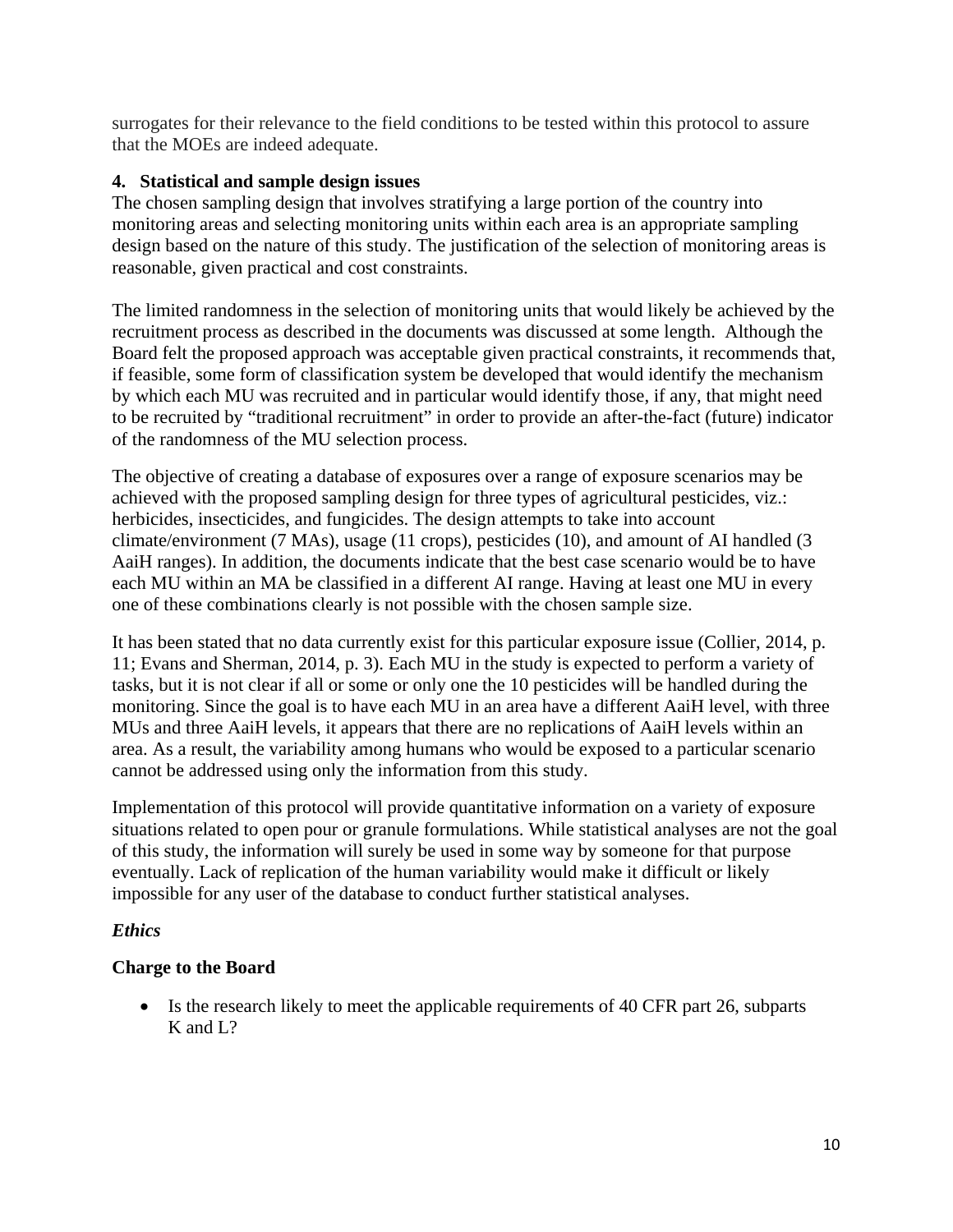surrogates for their relevance to the field conditions to be tested within this protocol to assure that the MOEs are indeed adequate.

### 4. Statistical and sample design issues

The chosen sampling design that involves stratifying a large portion of the country into monitoring areas and selecting monitoring units within each area is an appropriate sampling design based on the nature of this study. The justification of the selection of monitoring areas is reasonable, given practical and cost constraints.

The limited randomness in the selection of monitoring units that would likely be achieved by the recruitment process as described in the documents was discussed at some length. Although the Board felt the proposed approach was acceptable given practical constraints, it recommends that, if feasible, some form of classification system be developed that would identify the mechanism by which each MU was recruited and in particular would identify those, if any, that might need to be recruited by "traditional recruitment" in order to provide an after-the-fact (future) indicator of the randomness of the MU selection process.

The objective of creating a database of exposures over a range of exposure scenarios may be achieved with the proposed sampling design for three types of agricultural pesticides, viz.: herbicides, insecticides, and fungicides. The design attempts to take into account climate/environment (7 MAs), usage (11 crops), pesticides (10), and amount of AI handled (3 AaiH ranges). In addition, the documents indicate that the best case scenario would be to have each MU within an MA be classified in a different AI range. Having at least one MU in every one of these combinations clearly is not possible with the chosen sample size.

It has been stated that no data currently exist for this particular exposure issue (Collier, 2014, p. 11; Evans and Sherman, 2014, p. 3). Each MU in the study is expected to perform a variety of tasks, but it is not clear if all or some or only one the 10 pesticides will be handled during the monitoring. Since the goal is to have each MU in an area have a different AaiH level, with three MUs and three AaiH levels, it appears that there are no replications of AaiH levels within an area. As a result, the variability among humans who would be exposed to a particular scenario cannot be addressed using only the information from this study.

Implementation of this protocol will provide quantitative information on a variety of exposure situations related to open pour or granule formulations. While statistical analyses are not the goal of this study, the information will surely be used in some way by someone for that purpose eventually. Lack of replication of the human variability would make it difficult or likely impossible for any user of the database to conduct further statistical analyses.

### *Ethics*

**Charge to the Board**

- Is the research likely to meet the applicable requirements of 40 CFR part 26, subparts K and L?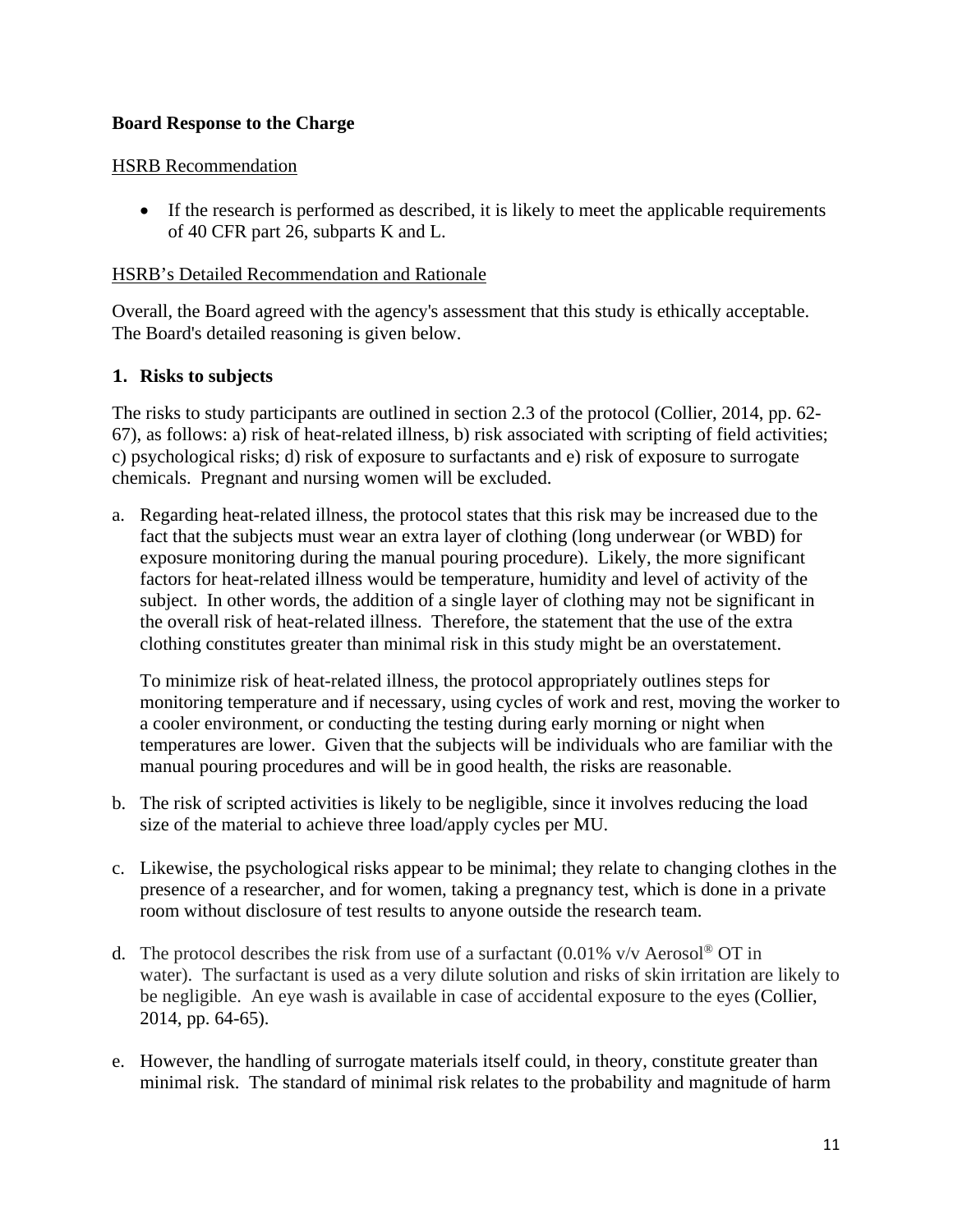**Board Response to the Charge**

HSRB Recommendation

- If the research is performed as described, it is likely to meet the applicable requirements of 40 CFR part 26, subparts K and L.

HSRB's Detailed Recommendation and Rationale

Overall, the Board agreed with the agency's assessment that this study is ethically acceptable. The Board's detailed reasoning is given below.

**1. Risks to subjects**

The risks to study participants are outlined in section 2.3 of the protocol (Collier, 2014, pp. 62-67), as follows: a) risk of heat-related illness, b) risk associated with scripting of field activities; c) psychological risks; d) risk of exposure to surfactants and e) risk of exposure to surrogate chemicals. Pregnant and nursing women will be excluded.

a. Regarding heat-related illness, the protocol states that this risk may be increased due to the fact that the subjects must wear an extra layer of clothing (long underwear (or WBD) for exposure monitoring during the manual pouring procedure). Likely, the more significant factors for heat-related illness would be temperature, humidity and level of activity of the subject. In other words, the addition of a single layer of clothing may not be significant in the overall risk of heat-related illness. Therefore, the statement that the use of the extra clothing constitutes greater than minimal risk in this study might be an overstatement.

   To minimize risk of heat-related illness, the protocol appropriately outlines steps for monitoring temperature and if necessary, using cycles of work and rest, moving the worker to a cooler environment, or conducting the testing during early morning or night when temperatures are lower. Given that the subjects will be individuals who are familiar with the manual pouring procedures and will be in good health, the risks are reasonable.

b. The risk of scripted activities is likely to be negligible, since it involves reducing the load size of the material to achieve three load/apply cycles per MU.

c. Likewise, the psychological risks appear to be minimal; they relate to changing clothes in the presence of a researcher, and for women, taking a pregnancy test, which is done in a private room without disclosure of test results to anyone outside the research team.

d. The protocol describes the risk from use of a surfactant (0.01% v/v Aerosol® OT in water). The surfactant is used as a very dilute solution and risks of skin irritation are likely to be negligible. An eye wash is available in case of accidental exposure to the eyes (Collier, 2014, pp. 64-65).

e. However, the handling of surrogate materials itself could, in theory, constitute greater than minimal risk. The standard of minimal risk relates to the probability and magnitude of harm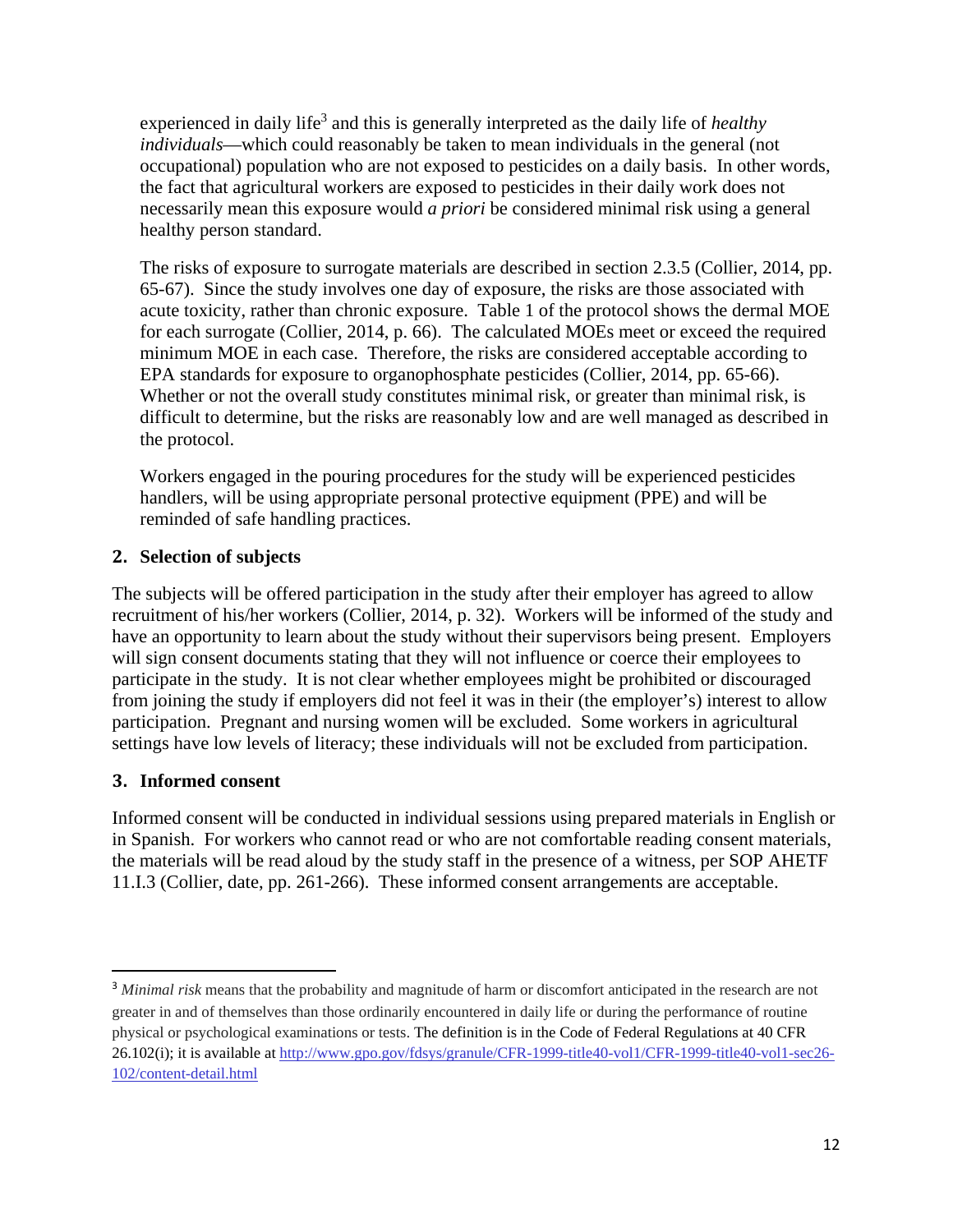experienced in daily life[3] and this is generally interpreted as the daily life of *healthy individuals*—which could reasonably be taken to mean individuals in the general (not occupational) population who are not exposed to pesticides on a daily basis. In other words, the fact that agricultural workers are exposed to pesticides in their daily work does not necessarily mean this exposure would *a priori* be considered minimal risk using a general healthy person standard.

The risks of exposure to surrogate materials are described in section 2.3.5 (Collier, 2014, pp. 65-67). Since the study involves one day of exposure, the risks are those associated with acute toxicity, rather than chronic exposure. Table 1 of the protocol shows the dermal MOE for each surrogate (Collier, 2014, p. 66). The calculated MOEs meet or exceed the required minimum MOE in each case. Therefore, the risks are considered acceptable according to EPA standards for exposure to organophosphate pesticides (Collier, 2014, pp. 65-66). Whether or not the overall study constitutes minimal risk, or greater than minimal risk, is difficult to determine, but the risks are reasonably low and are well managed as described in the protocol.

Workers engaged in the pouring procedures for the study will be experienced pesticides handlers, will be using appropriate personal protective equipment (PPE) and will be reminded of safe handling practices.

## 2. Selection of subjects

The subjects will be offered participation in the study after their employer has agreed to allow recruitment of his/her workers (Collier, 2014, p. 32). Workers will be informed of the study and have an opportunity to learn about the study without their supervisors being present. Employers will sign consent documents stating that they will not influence or coerce their employees to participate in the study. It is not clear whether employees might be prohibited or discouraged from joining the study if employers did not feel it was in their (the employer's) interest to allow participation. Pregnant and nursing women will be excluded. Some workers in agricultural settings have low levels of literacy; these individuals will not be excluded from participation.

## 3. Informed consent

Informed consent will be conducted in individual sessions using prepared materials in English or in Spanish. For workers who cannot read or who are not comfortable reading consent materials, the materials will be read aloud by the study staff in the presence of a witness, per SOP AHETF 11.I.3 (Collier, date, pp. 261-266). These informed consent arrangements are acceptable.

---

[3] *Minimal risk* means that the probability and magnitude of harm or discomfort anticipated in the research are not greater in and of themselves than those ordinarily encountered in daily life or during the performance of routine physical or psychological examinations or tests. The definition is in the Code of Federal Regulations at 40 CFR 26.102(i); it is available at http://www.gpo.gov/fdsys/granule/CFR-1999-title40-vol1/CFR-1999-title40-vol1-sec26-102/content-detail.html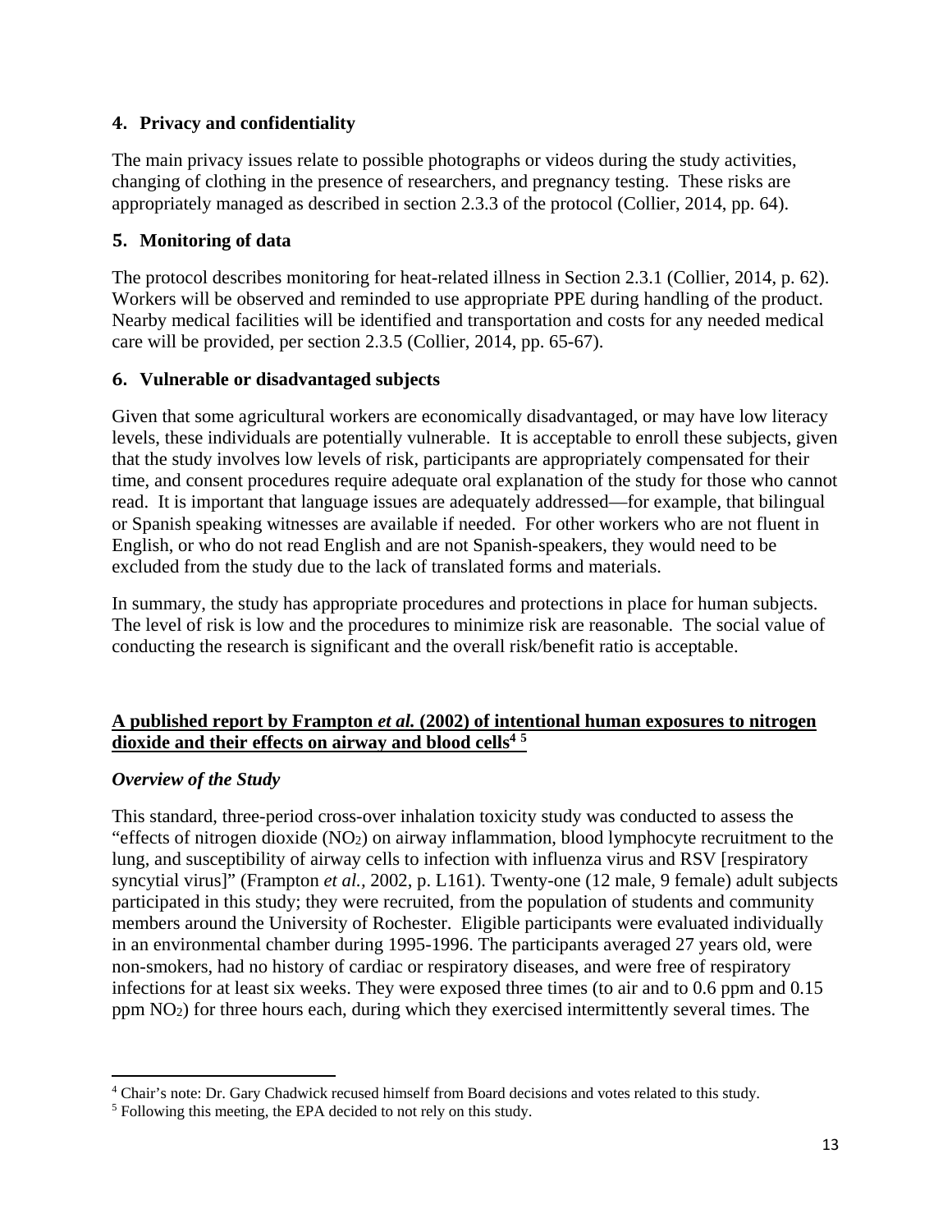## 4. Privacy and confidentiality

The main privacy issues relate to possible photographs or videos during the study activities, changing of clothing in the presence of researchers, and pregnancy testing. These risks are appropriately managed as described in section 2.3.3 of the protocol (Collier, 2014, pp. 64).

## 5. Monitoring of data

The protocol describes monitoring for heat-related illness in Section 2.3.1 (Collier, 2014, p. 62). Workers will be observed and reminded to use appropriate PPE during handling of the product. Nearby medical facilities will be identified and transportation and costs for any needed medical care will be provided, per section 2.3.5 (Collier, 2014, pp. 65-67).

## 6. Vulnerable or disadvantaged subjects

Given that some agricultural workers are economically disadvantaged, or may have low literacy levels, these individuals are potentially vulnerable. It is acceptable to enroll these subjects, given that the study involves low levels of risk, participants are appropriately compensated for their time, and consent procedures require adequate oral explanation of the study for those who cannot read. It is important that language issues are adequately addressed—for example, that bilingual or Spanish speaking witnesses are available if needed. For other workers who are not fluent in English, or who do not read English and are not Spanish-speakers, they would need to be excluded from the study due to the lack of translated forms and materials.

In summary, the study has appropriate procedures and protections in place for human subjects. The level of risk is low and the procedures to minimize risk are reasonable. The social value of conducting the research is significant and the overall risk/benefit ratio is acceptable.

## **A published report by Frampton *et al.* (2002) of intentional human exposures to nitrogen dioxide and their effects on airway and blood cells**[4] [5]

### *Overview of the Study*

This standard, three-period cross-over inhalation toxicity study was conducted to assess the "effects of nitrogen dioxide ($NO_2$) on airway inflammation, blood lymphocyte recruitment to the lung, and susceptibility of airway cells to infection with influenza virus and RSV [respiratory syncytial virus]" (Frampton *et al.*, 2002, p. L161). Twenty-one (12 male, 9 female) adult subjects participated in this study; they were recruited, from the population of students and community members around the University of Rochester. Eligible participants were evaluated individually in an environmental chamber during 1995-1996. The participants averaged 27 years old, were non-smokers, had no history of cardiac or respiratory diseases, and were free of respiratory infections for at least six weeks. They were exposed three times (to air and to 0.6 ppm and 0.15 ppm $NO_2$) for three hours each, during which they exercised intermittently several times. The

---

[4] Chair's note: Dr. Gary Chadwick recused himself from Board decisions and votes related to this study.

[5] Following this meeting, the EPA decided to not rely on this study.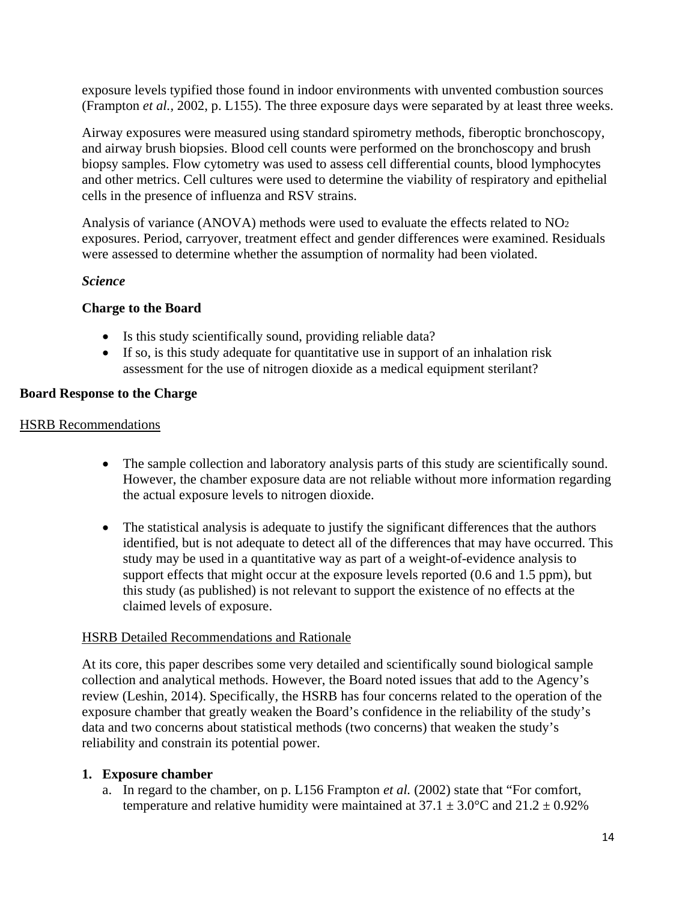exposure levels typified those found in indoor environments with unvented combustion sources (Frampton *et al.*, 2002, p. L155). The three exposure days were separated by at least three weeks.

Airway exposures were measured using standard spirometry methods, fiberoptic bronchoscopy, and airway brush biopsies. Blood cell counts were performed on the bronchoscopy and brush biopsy samples. Flow cytometry was used to assess cell differential counts, blood lymphocytes and other metrics. Cell cultures were used to determine the viability of respiratory and epithelial cells in the presence of influenza and RSV strains.

Analysis of variance (ANOVA) methods were used to evaluate the effects related to $NO_2$ exposures. Period, carryover, treatment effect and gender differences were examined. Residuals were assessed to determine whether the assumption of normality had been violated.

***Science***

**Charge to the Board**

- Is this study scientifically sound, providing reliable data?
- If so, is this study adequate for quantitative use in support of an inhalation risk assessment for the use of nitrogen dioxide as a medical equipment sterilant?

**Board Response to the Charge**

HSRB Recommendations

- The sample collection and laboratory analysis parts of this study are scientifically sound. However, the chamber exposure data are not reliable without more information regarding the actual exposure levels to nitrogen dioxide.

- The statistical analysis is adequate to justify the significant differences that the authors identified, but is not adequate to detect all of the differences that may have occurred. This study may be used in a quantitative way as part of a weight-of-evidence analysis to support effects that might occur at the exposure levels reported (0.6 and 1.5 ppm), but this study (as published) is not relevant to support the existence of no effects at the claimed levels of exposure.

HSRB Detailed Recommendations and Rationale

At its core, this paper describes some very detailed and scientifically sound biological sample collection and analytical methods. However, the Board noted issues that add to the Agency's review (Leshin, 2014). Specifically, the HSRB has four concerns related to the operation of the exposure chamber that greatly weaken the Board's confidence in the reliability of the study's data and two concerns about statistical methods (two concerns) that weaken the study's reliability and constrain its potential power.

**1. Exposure chamber**

a. In regard to the chamber, on p. L156 Frampton *et al.* (2002) state that "For comfort, temperature and relative humidity were maintained at $37.1 \pm 3.0$°C and $21.2 \pm 0.92$%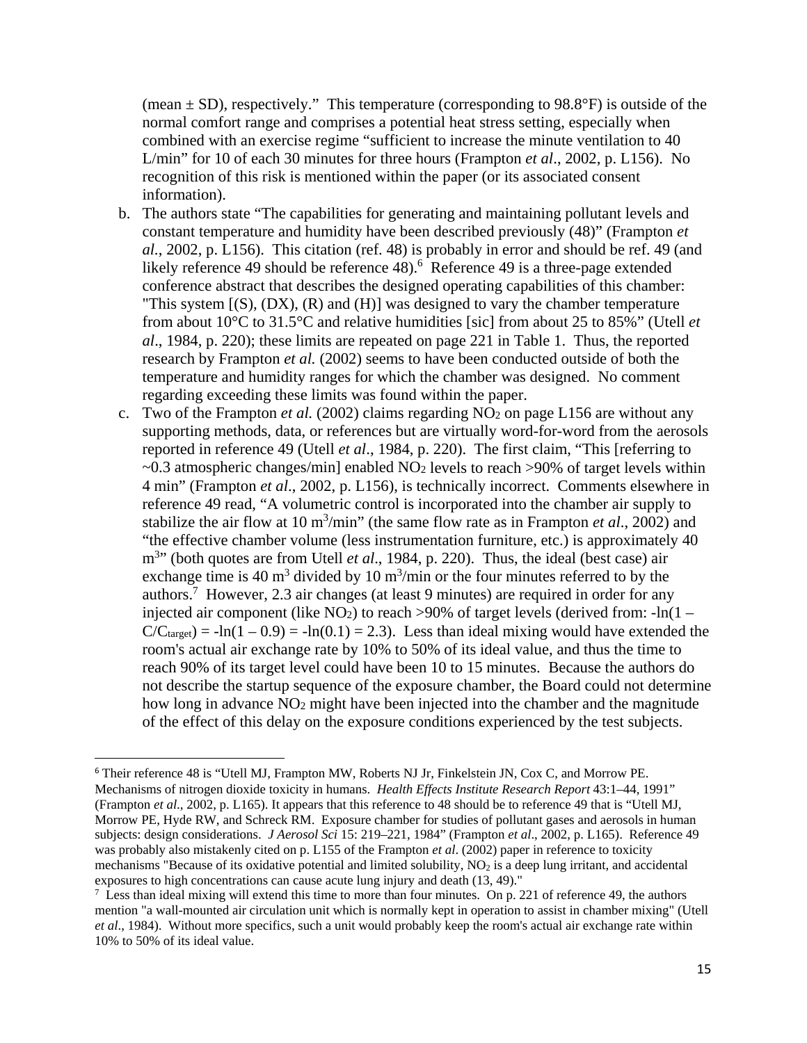(mean ± SD), respectively." This temperature (corresponding to 98.8°F) is outside of the normal comfort range and comprises a potential heat stress setting, especially when combined with an exercise regime "sufficient to increase the minute ventilation to 40 L/min" for 10 of each 30 minutes for three hours (Frampton *et al*., 2002, p. L156). No recognition of this risk is mentioned within the paper (or its associated consent information).

b. The authors state "The capabilities for generating and maintaining pollutant levels and constant temperature and humidity have been described previously (48)" (Frampton *et al.*, 2002, p. L156). This citation (ref. 48) is probably in error and should be ref. 49 (and likely reference 49 should be reference 48).[6] Reference 49 is a three-page extended conference abstract that describes the designed operating capabilities of this chamber: "This system [(S), (DX), (R) and (H)] was designed to vary the chamber temperature from about 10°C to 31.5°C and relative humidities [sic] from about 25 to 85%" (Utell *et al*., 1984, p. 220); these limits are repeated on page 221 in Table 1. Thus, the reported research by Frampton *et al.* (2002) seems to have been conducted outside of both the temperature and humidity ranges for which the chamber was designed. No comment regarding exceeding these limits was found within the paper.

c. Two of the Frampton *et al.* (2002) claims regarding $NO_2$ on page L156 are without any supporting methods, data, or references but are virtually word-for-word from the aerosols reported in reference 49 (Utell *et al*., 1984, p. 220). The first claim, "This [referring to ~0.3 atmospheric changes/min] enabled $NO_2$ levels to reach >90% of target levels within 4 min" (Frampton *et al*., 2002, p. L156), is technically incorrect. Comments elsewhere in reference 49 read, "A volumetric control is incorporated into the chamber air supply to stabilize the air flow at 10 $m^3$/min" (the same flow rate as in Frampton *et al*., 2002) and "the effective chamber volume (less instrumentation furniture, etc.) is approximately 40 $m^3$" (both quotes are from Utell *et al*., 1984, p. 220). Thus, the ideal (best case) air exchange time is 40 $m^3$ divided by 10 $m^3$/min or the four minutes referred to by the authors.[7] However, 2.3 air changes (at least 9 minutes) are required in order for any injected air component (like $NO_2$) to reach >90% of target levels (derived from: $-\ln(1 - C/C_{target}) = -\ln(1 - 0.9) = -\ln(0.1) = 2.3$). Less than ideal mixing would have extended the room's actual air exchange rate by 10% to 50% of its ideal value, and thus the time to reach 90% of its target level could have been 10 to 15 minutes. Because the authors do not describe the startup sequence of the exposure chamber, the Board could not determine how long in advance $NO_2$ might have been injected into the chamber and the magnitude of the effect of this delay on the exposure conditions experienced by the test subjects.

---

[6] Their reference 48 is "Utell MJ, Frampton MW, Roberts NJ Jr, Finkelstein JN, Cox C, and Morrow PE. Mechanisms of nitrogen dioxide toxicity in humans. *Health Effects Institute Research Report* 43:1–44, 1991" (Frampton *et al*., 2002, p. L165). It appears that this reference to 48 should be to reference 49 that is "Utell MJ, Morrow PE, Hyde RW, and Schreck RM. Exposure chamber for studies of pollutant gases and aerosols in human subjects: design considerations. *J Aerosol Sci* 15: 219–221, 1984" (Frampton *et al*., 2002, p. L165). Reference 49 was probably also mistakenly cited on p. L155 of the Frampton *et al*. (2002) paper in reference to toxicity mechanisms "Because of its oxidative potential and limited solubility, $NO_2$ is a deep lung irritant, and accidental exposures to high concentrations can cause acute lung injury and death (13, 49)."

[7] Less than ideal mixing will extend this time to more than four minutes. On p. 221 of reference 49, the authors mention "a wall-mounted air circulation unit which is normally kept in operation to assist in chamber mixing" (Utell *et al*., 1984). Without more specifics, such a unit would probably keep the room's actual air exchange rate within 10% to 50% of its ideal value.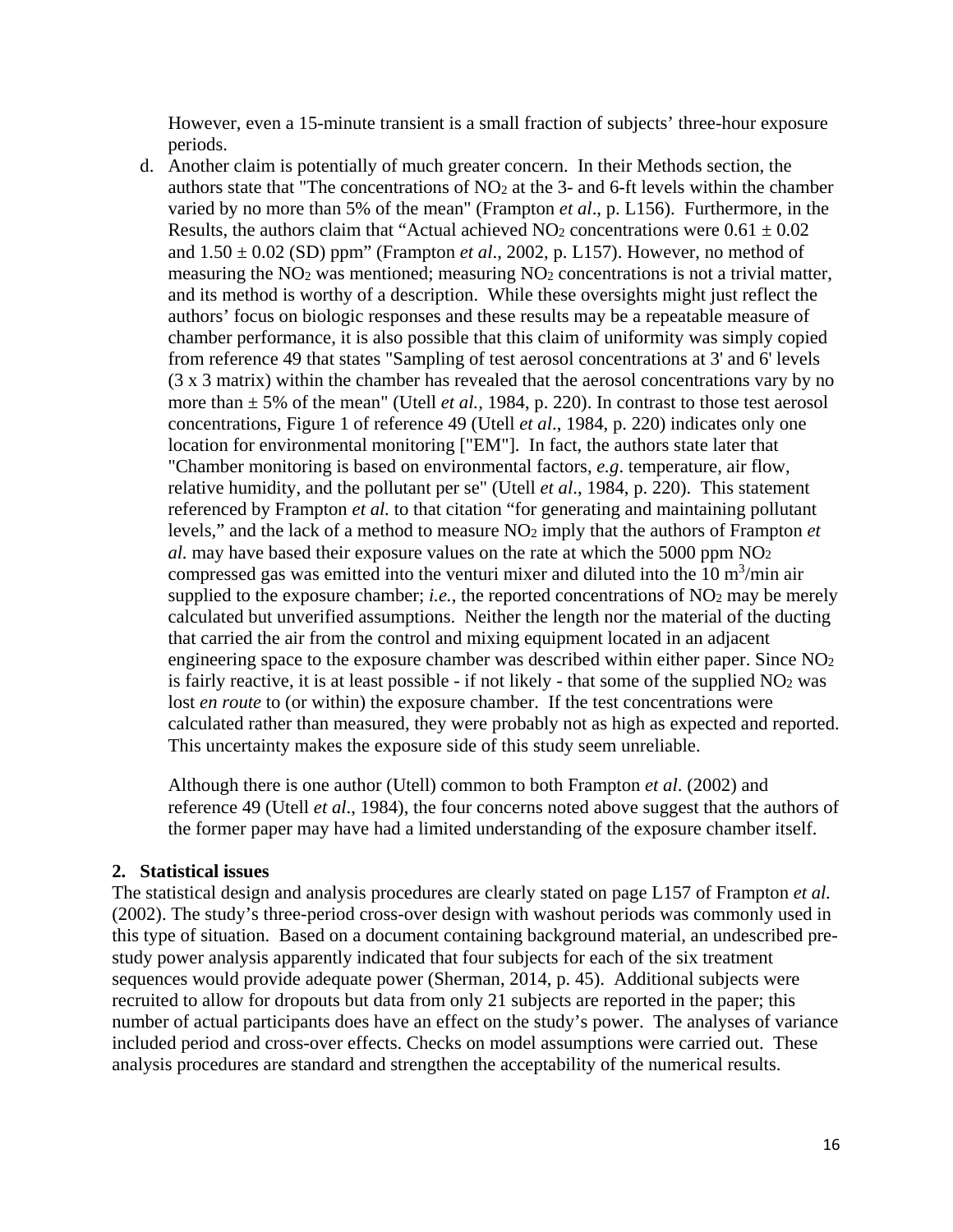However, even a 15-minute transient is a small fraction of subjects' three-hour exposure periods.

d. Another claim is potentially of much greater concern. In their Methods section, the authors state that "The concentrations of $NO_2$ at the 3- and 6-ft levels within the chamber varied by no more than 5% of the mean" (Frampton *et al*., p. L156). Furthermore, in the Results, the authors claim that "Actual achieved $NO_2$ concentrations were $0.61 \pm 0.02$ and $1.50 \pm 0.02$ (SD) ppm" (Frampton *et al*., 2002, p. L157). However, no method of measuring the $NO_2$ was mentioned; measuring $NO_2$ concentrations is not a trivial matter, and its method is worthy of a description. While these oversights might just reflect the authors' focus on biologic responses and these results may be a repeatable measure of chamber performance, it is also possible that this claim of uniformity was simply copied from reference 49 that states "Sampling of test aerosol concentrations at 3' and 6' levels (3 x 3 matrix) within the chamber has revealed that the aerosol concentrations vary by no more than ± 5% of the mean" (Utell *et al.*, 1984, p. 220). In contrast to those test aerosol concentrations, Figure 1 of reference 49 (Utell *et al*., 1984, p. 220) indicates only one location for environmental monitoring ["EM"]. In fact, the authors state later that "Chamber monitoring is based on environmental factors, *e.g*. temperature, air flow, relative humidity, and the pollutant per se" (Utell *et al*., 1984, p. 220). This statement referenced by Frampton *et al.* to that citation "for generating and maintaining pollutant levels," and the lack of a method to measure $NO_2$ imply that the authors of Frampton *et al.* may have based their exposure values on the rate at which the 5000 ppm $NO_2$ compressed gas was emitted into the venturi mixer and diluted into the 10 $m^3$/min air supplied to the exposure chamber; *i.e.*, the reported concentrations of $NO_2$ may be merely calculated but unverified assumptions. Neither the length nor the material of the ducting that carried the air from the control and mixing equipment located in an adjacent engineering space to the exposure chamber was described within either paper. Since $NO_2$ is fairly reactive, it is at least possible - if not likely - that some of the supplied $NO_2$ was lost *en route* to (or within) the exposure chamber. If the test concentrations were calculated rather than measured, they were probably not as high as expected and reported. This uncertainty makes the exposure side of this study seem unreliable.

   Although there is one author (Utell) common to both Frampton *et al*. (2002) and reference 49 (Utell *et al*., 1984), the four concerns noted above suggest that the authors of the former paper may have had a limited understanding of the exposure chamber itself.

## 2. Statistical issues

The statistical design and analysis procedures are clearly stated on page L157 of Frampton *et al.* (2002). The study's three-period cross-over design with washout periods was commonly used in this type of situation. Based on a document containing background material, an undescribed pre-study power analysis apparently indicated that four subjects for each of the six treatment sequences would provide adequate power (Sherman, 2014, p. 45). Additional subjects were recruited to allow for dropouts but data from only 21 subjects are reported in the paper; this number of actual participants does have an effect on the study's power. The analyses of variance included period and cross-over effects. Checks on model assumptions were carried out. These analysis procedures are standard and strengthen the acceptability of the numerical results.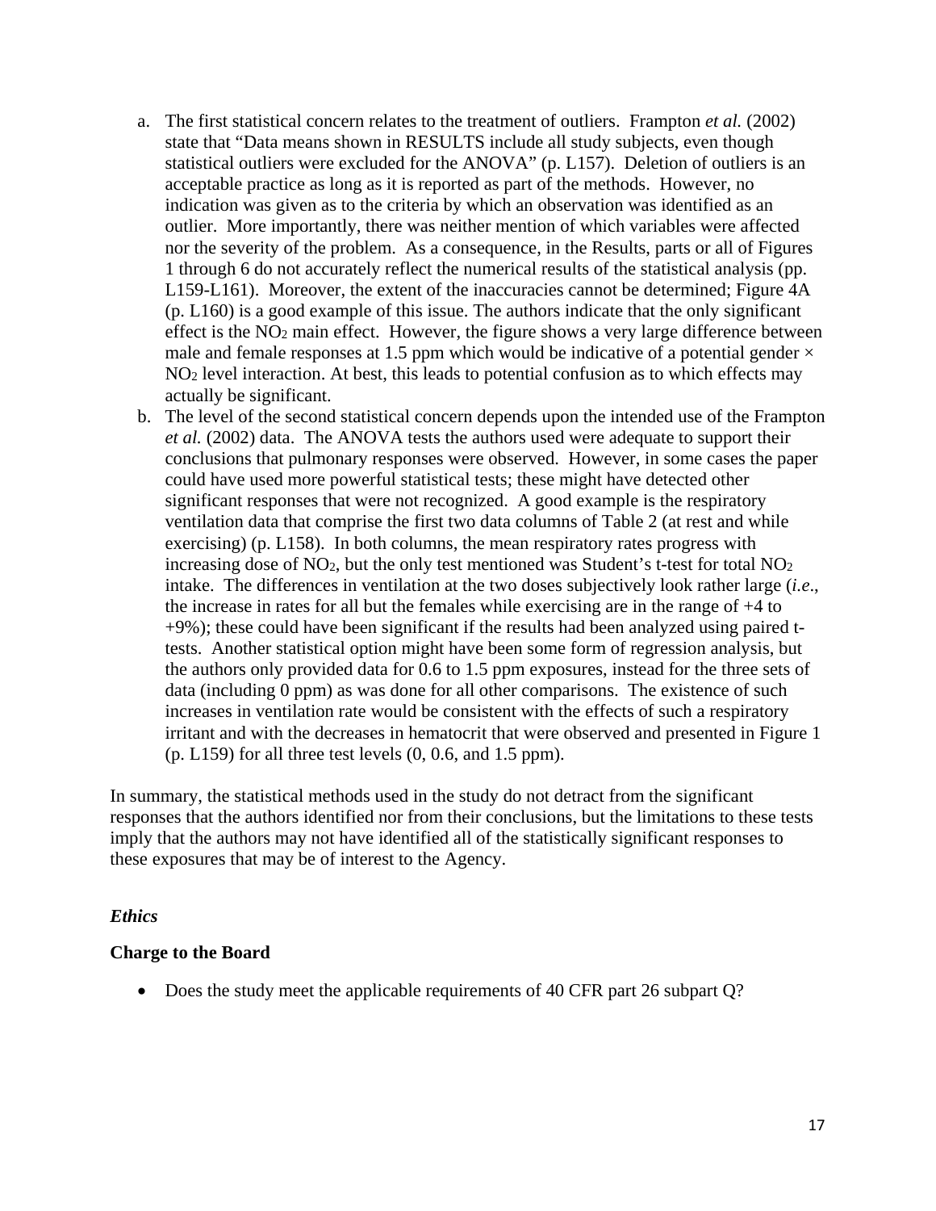a. The first statistical concern relates to the treatment of outliers. Frampton *et al.* (2002) state that "Data means shown in RESULTS include all study subjects, even though statistical outliers were excluded for the ANOVA" (p. L157). Deletion of outliers is an acceptable practice as long as it is reported as part of the methods. However, no indication was given as to the criteria by which an observation was identified as an outlier. More importantly, there was neither mention of which variables were affected nor the severity of the problem. As a consequence, in the Results, parts or all of Figures 1 through 6 do not accurately reflect the numerical results of the statistical analysis (pp. L159-L161). Moreover, the extent of the inaccuracies cannot be determined; Figure 4A (p. L160) is a good example of this issue. The authors indicate that the only significant effect is the $NO_2$ main effect. However, the figure shows a very large difference between male and female responses at 1.5 ppm which would be indicative of a potential gender × $NO_2$ level interaction. At best, this leads to potential confusion as to which effects may actually be significant.
b. The level of the second statistical concern depends upon the intended use of the Frampton *et al.* (2002) data. The ANOVA tests the authors used were adequate to support their conclusions that pulmonary responses were observed. However, in some cases the paper could have used more powerful statistical tests; these might have detected other significant responses that were not recognized. A good example is the respiratory ventilation data that comprise the first two data columns of Table 2 (at rest and while exercising) (p. L158). In both columns, the mean respiratory rates progress with increasing dose of $NO_2$, but the only test mentioned was Student's t-test for total $NO_2$ intake. The differences in ventilation at the two doses subjectively look rather large (*i.e*., the increase in rates for all but the females while exercising are in the range of +4 to +9%); these could have been significant if the results had been analyzed using paired t-tests. Another statistical option might have been some form of regression analysis, but the authors only provided data for 0.6 to 1.5 ppm exposures, instead for the three sets of data (including 0 ppm) as was done for all other comparisons. The existence of such increases in ventilation rate would be consistent with the effects of such a respiratory irritant and with the decreases in hematocrit that were observed and presented in Figure 1 (p. L159) for all three test levels (0, 0.6, and 1.5 ppm).

In summary, the statistical methods used in the study do not detract from the significant responses that the authors identified nor from their conclusions, but the limitations to these tests imply that the authors may not have identified all of the statistically significant responses to these exposures that may be of interest to the Agency.

### *Ethics*

**Charge to the Board**

- Does the study meet the applicable requirements of 40 CFR part 26 subpart Q?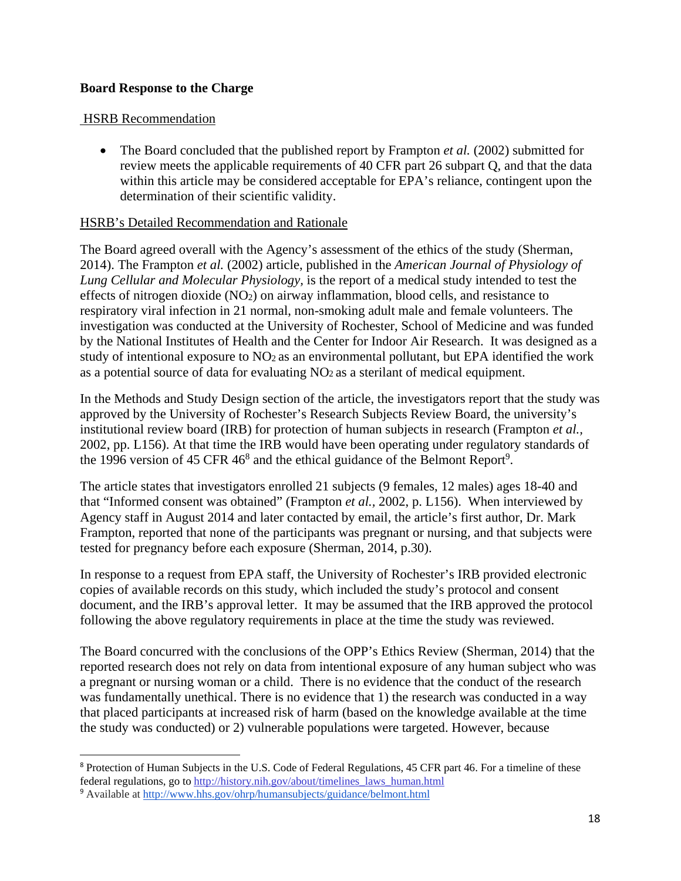**Board Response to the Charge**

HSRB Recommendation

- The Board concluded that the published report by Frampton *et al.* (2002) submitted for review meets the applicable requirements of 40 CFR part 26 subpart Q, and that the data within this article may be considered acceptable for EPA's reliance, contingent upon the determination of their scientific validity.

HSRB's Detailed Recommendation and Rationale

The Board agreed overall with the Agency's assessment of the ethics of the study (Sherman, 2014). The Frampton *et al.* (2002) article, published in the *American Journal of Physiology of Lung Cellular and Molecular Physiology*, is the report of a medical study intended to test the effects of nitrogen dioxide ($NO_2$) on airway inflammation, blood cells, and resistance to respiratory viral infection in 21 normal, non-smoking adult male and female volunteers. The investigation was conducted at the University of Rochester, School of Medicine and was funded by the National Institutes of Health and the Center for Indoor Air Research. It was designed as a study of intentional exposure to $NO_2$ as an environmental pollutant, but EPA identified the work as a potential source of data for evaluating $NO_2$ as a sterilant of medical equipment.

In the Methods and Study Design section of the article, the investigators report that the study was approved by the University of Rochester's Research Subjects Review Board, the university's institutional review board (IRB) for protection of human subjects in research (Frampton *et al.*, 2002, pp. L156). At that time the IRB would have been operating under regulatory standards of the 1996 version of 45 CFR 46[8] and the ethical guidance of the Belmont Report[9].

The article states that investigators enrolled 21 subjects (9 females, 12 males) ages 18-40 and that "Informed consent was obtained" (Frampton *et al.*, 2002, p. L156). When interviewed by Agency staff in August 2014 and later contacted by email, the article's first author, Dr. Mark Frampton, reported that none of the participants was pregnant or nursing, and that subjects were tested for pregnancy before each exposure (Sherman, 2014, p.30).

In response to a request from EPA staff, the University of Rochester's IRB provided electronic copies of available records on this study, which included the study's protocol and consent document, and the IRB's approval letter. It may be assumed that the IRB approved the protocol following the above regulatory requirements in place at the time the study was reviewed.

The Board concurred with the conclusions of the OPP's Ethics Review (Sherman, 2014) that the reported research does not rely on data from intentional exposure of any human subject who was a pregnant or nursing woman or a child. There is no evidence that the conduct of the research was fundamentally unethical. There is no evidence that 1) the research was conducted in a way that placed participants at increased risk of harm (based on the knowledge available at the time the study was conducted) or 2) vulnerable populations were targeted. However, because

[8] Protection of Human Subjects in the U.S. Code of Federal Regulations, 45 CFR part 46. For a timeline of these federal regulations, go to http://history.nih.gov/about/timelines_laws_human.html

[9] Available at http://www.hhs.gov/ohrp/humansubjects/guidance/belmont.html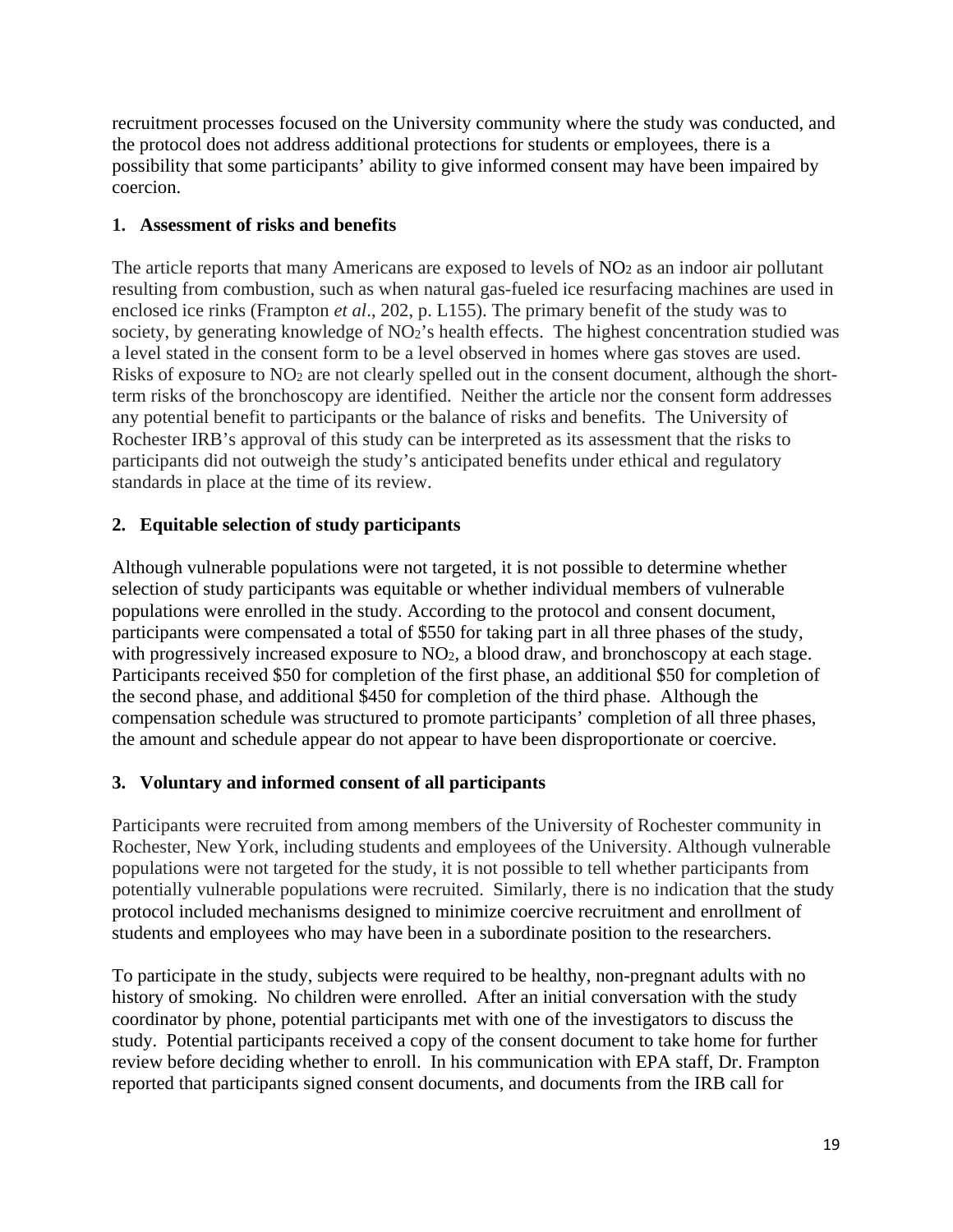recruitment processes focused on the University community where the study was conducted, and the protocol does not address additional protections for students or employees, there is a possibility that some participants' ability to give informed consent may have been impaired by coercion.

**1. Assessment of risks and benefits**

The article reports that many Americans are exposed to levels of $NO_2$ as an indoor air pollutant resulting from combustion, such as when natural gas-fueled ice resurfacing machines are used in enclosed ice rinks (Frampton *et al*., 202, p. L155). The primary benefit of the study was to society, by generating knowledge of $NO_2$'s health effects. The highest concentration studied was a level stated in the consent form to be a level observed in homes where gas stoves are used. Risks of exposure to $NO_2$ are not clearly spelled out in the consent document, although the short-term risks of the bronchoscopy are identified. Neither the article nor the consent form addresses any potential benefit to participants or the balance of risks and benefits. The University of Rochester IRB's approval of this study can be interpreted as its assessment that the risks to participants did not outweigh the study's anticipated benefits under ethical and regulatory standards in place at the time of its review.

**2. Equitable selection of study participants**

Although vulnerable populations were not targeted, it is not possible to determine whether selection of study participants was equitable or whether individual members of vulnerable populations were enrolled in the study. According to the protocol and consent document, participants were compensated a total of \$550 for taking part in all three phases of the study, with progressively increased exposure to $NO_2$, a blood draw, and bronchoscopy at each stage. Participants received \$50 for completion of the first phase, an additional \$50 for completion of the second phase, and additional \$450 for completion of the third phase. Although the compensation schedule was structured to promote participants' completion of all three phases, the amount and schedule appear do not appear to have been disproportionate or coercive.

**3. Voluntary and informed consent of all participants**

Participants were recruited from among members of the University of Rochester community in Rochester, New York, including students and employees of the University. Although vulnerable populations were not targeted for the study, it is not possible to tell whether participants from potentially vulnerable populations were recruited. Similarly, there is no indication that the study protocol included mechanisms designed to minimize coercive recruitment and enrollment of students and employees who may have been in a subordinate position to the researchers.

To participate in the study, subjects were required to be healthy, non-pregnant adults with no history of smoking. No children were enrolled. After an initial conversation with the study coordinator by phone, potential participants met with one of the investigators to discuss the study. Potential participants received a copy of the consent document to take home for further review before deciding whether to enroll. In his communication with EPA staff, Dr. Frampton reported that participants signed consent documents, and documents from the IRB call for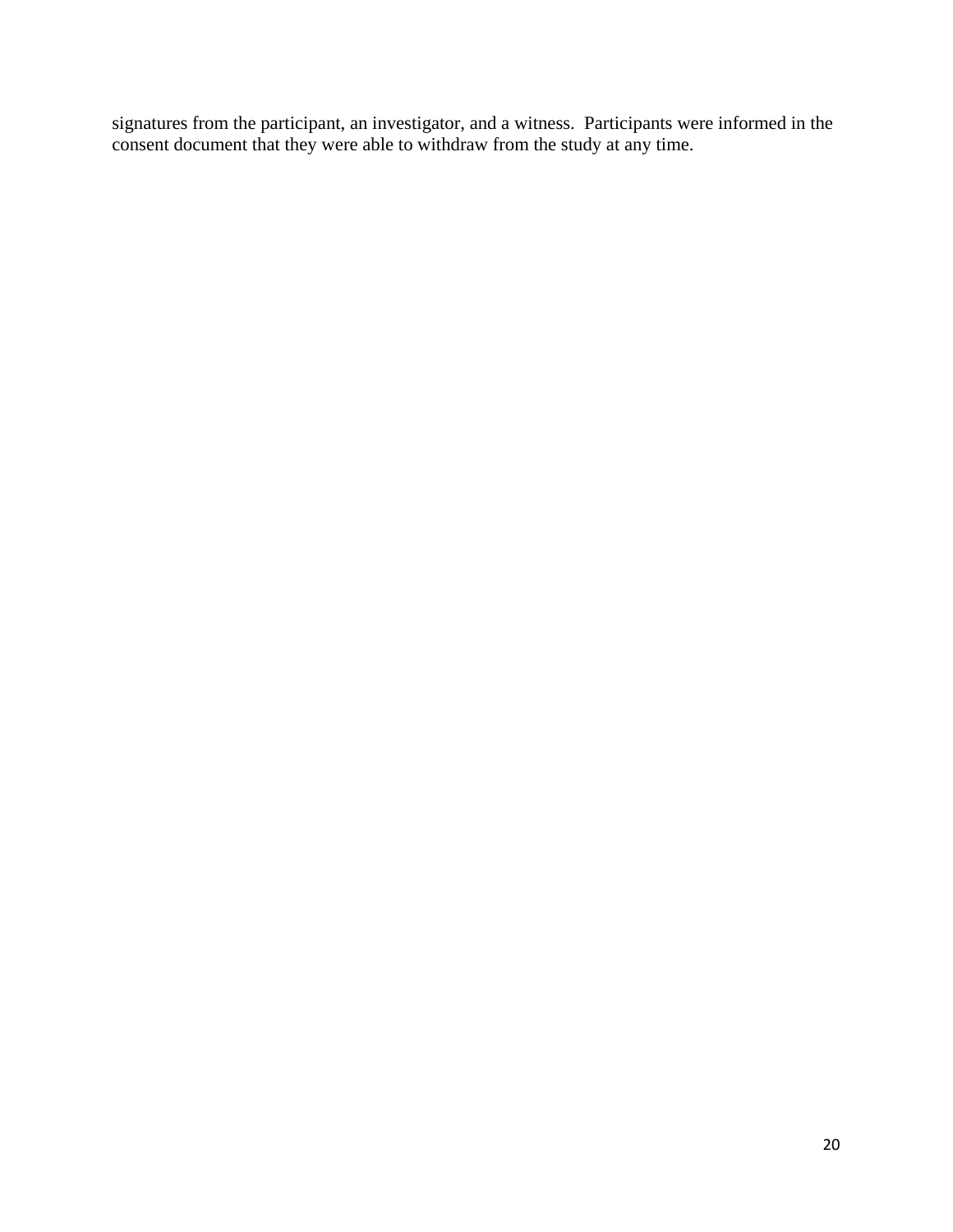signatures from the participant, an investigator, and a witness. Participants were informed in the consent document that they were able to withdraw from the study at any time.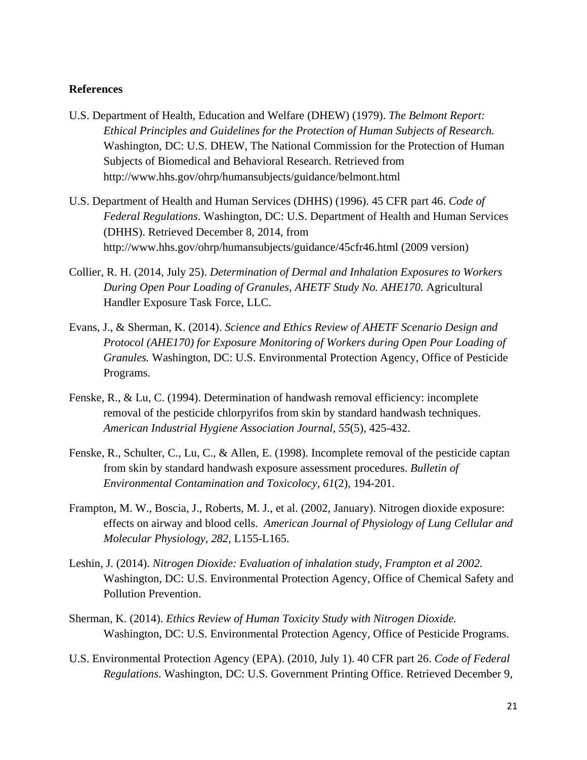**References**

U.S. Department of Health, Education and Welfare (DHEW) (1979). *The Belmont Report: Ethical Principles and Guidelines for the Protection of Human Subjects of Research.* Washington, DC: U.S. DHEW, The National Commission for the Protection of Human Subjects of Biomedical and Behavioral Research. Retrieved from http://www.hhs.gov/ohrp/humansubjects/guidance/belmont.html

U.S. Department of Health and Human Services (DHHS) (1996). 45 CFR part 46. *Code of Federal Regulations*. Washington, DC: U.S. Department of Health and Human Services (DHHS). Retrieved December 8, 2014, from http://www.hhs.gov/ohrp/humansubjects/guidance/45cfr46.html (2009 version)

Collier, R. H. (2014, July 25). *Determination of Dermal and Inhalation Exposures to Workers During Open Pour Loading of Granules, AHETF Study No. AHE170.* Agricultural Handler Exposure Task Force, LLC.

Evans, J., & Sherman, K. (2014). *Science and Ethics Review of AHETF Scenario Design and Protocol (AHE170) for Exposure Monitoring of Workers during Open Pour Loading of Granules.* Washington, DC: U.S. Environmental Protection Agency, Office of Pesticide Programs.

Fenske, R., & Lu, C. (1994). Determination of handwash removal efficiency: incomplete removal of the pesticide chlorpyrifos from skin by standard handwash techniques. *American Industrial Hygiene Association Journal*, *55*(5), 425-432.

Fenske, R., Schulter, C., Lu, C., & Allen, E. (1998). Incomplete removal of the pesticide captan from skin by standard handwash exposure assessment procedures. *Bulletin of Environmental Contamination and Toxicolocy*, *61*(2), 194-201.

Frampton, M. W., Boscia, J., Roberts, M. J., et al. (2002, January). Nitrogen dioxide exposure: effects on airway and blood cells. *American Journal of Physiology of Lung Cellular and Molecular Physiology*, *282*, L155-L165.

Leshin, J. (2014). *Nitrogen Dioxide: Evaluation of inhalation study, Frampton et al 2002.* Washington, DC: U.S. Environmental Protection Agency, Office of Chemical Safety and Pollution Prevention.

Sherman, K. (2014). *Ethics Review of Human Toxicity Study with Nitrogen Dioxide.* Washington, DC: U.S. Environmental Protection Agency, Office of Pesticide Programs.

U.S. Environmental Protection Agency (EPA). (2010, July 1). 40 CFR part 26. *Code of Federal Regulations*. Washington, DC: U.S. Government Printing Office. Retrieved December 9,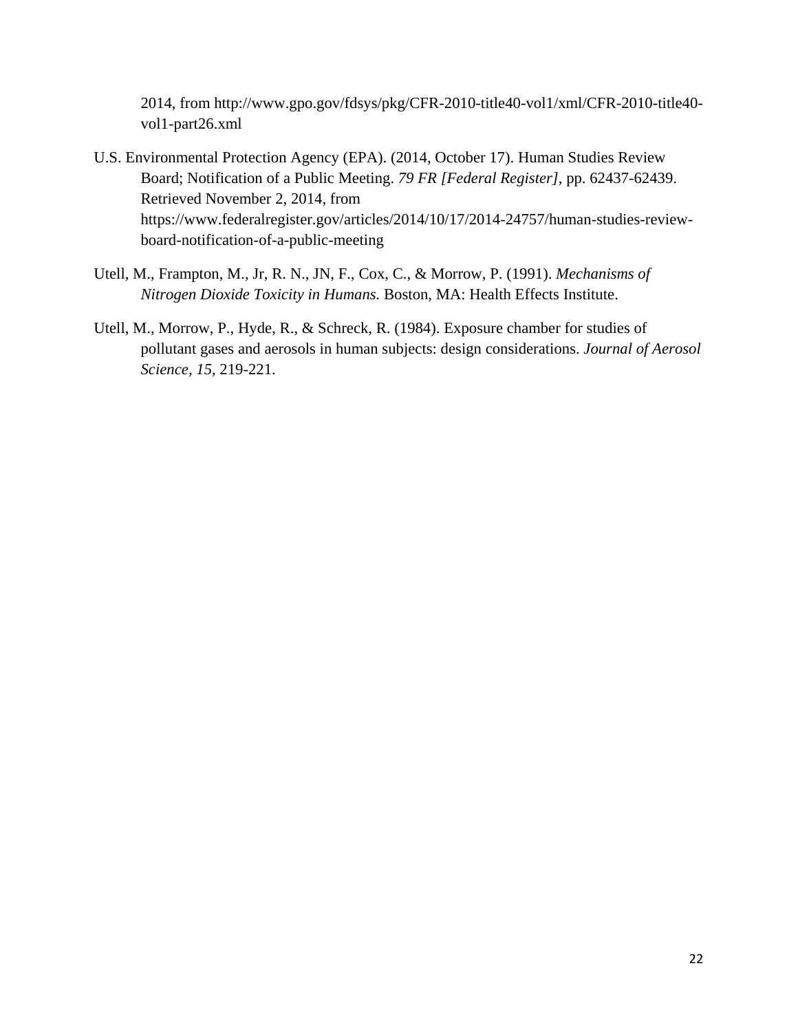2014, from http://www.gpo.gov/fdsys/pkg/CFR-2010-title40-vol1/xml/CFR-2010-title40-vol1-part26.xml

U.S. Environmental Protection Agency (EPA). (2014, October 17). Human Studies Review Board; Notification of a Public Meeting. *79 FR [Federal Register]*, pp. 62437-62439. Retrieved November 2, 2014, from https://www.federalregister.gov/articles/2014/10/17/2014-24757/human-studies-review-board-notification-of-a-public-meeting

Utell, M., Frampton, M., Jr, R. N., JN, F., Cox, C., & Morrow, P. (1991). *Mechanisms of Nitrogen Dioxide Toxicity in Humans.* Boston, MA: Health Effects Institute.

Utell, M., Morrow, P., Hyde, R., & Schreck, R. (1984). Exposure chamber for studies of pollutant gases and aerosols in human subjects: design considerations. *Journal of Aerosol Science, 15*, 219-221.